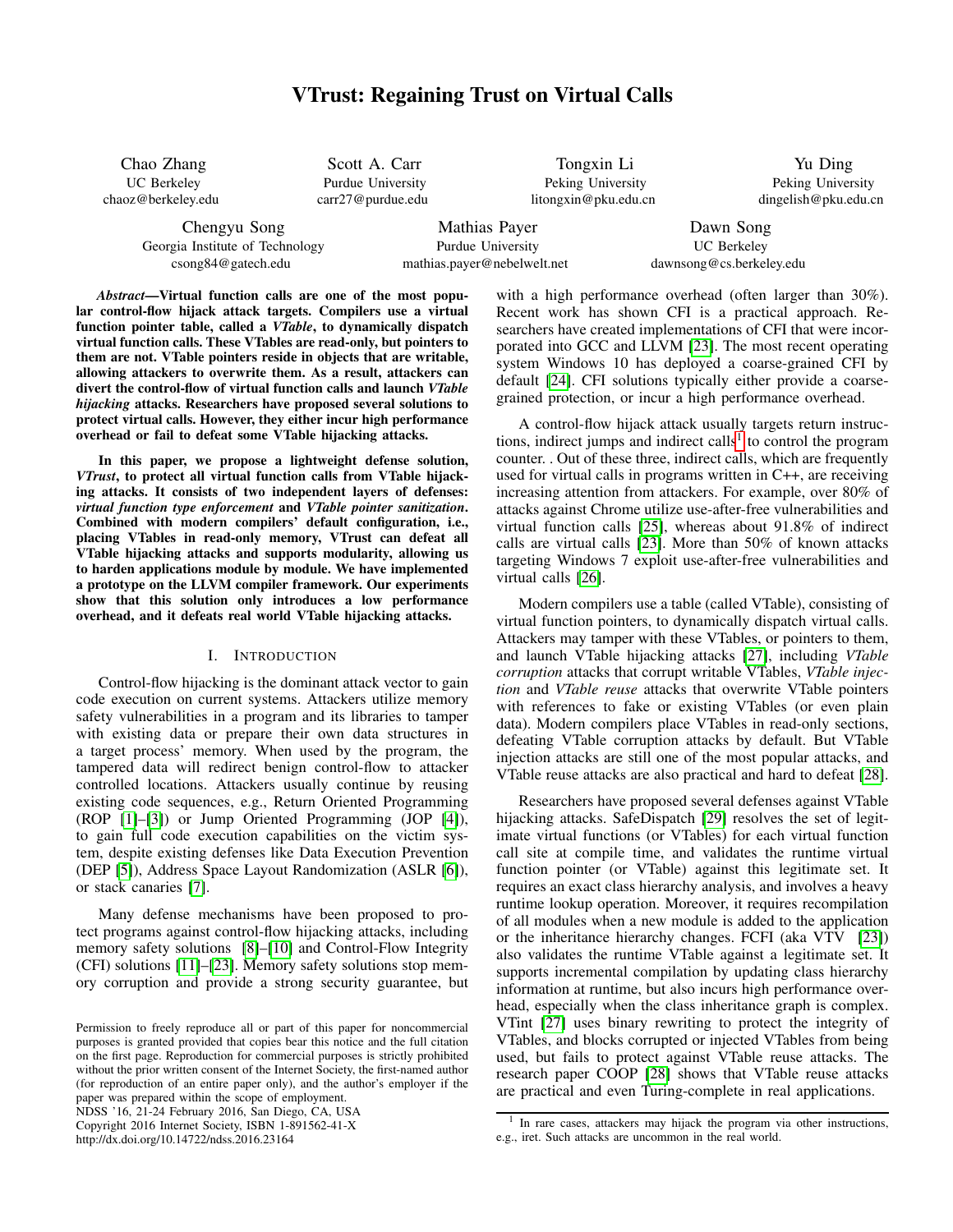# VTrust: Regaining Trust on Virtual Calls

Chao Zhang
UC Berkeley
chaoz@berkeley.edu

Scott A. Carr
Purdue University
carr27@purdue.edu

Tongxin Li
Peking University
litongxin@pku.edu.cn

Yu Ding
Peking University
dingelish@pku.edu.cn

Chengyu Song
Georgia Institute of Technology
csong84@gatech.edu

Mathias Payer
Purdue University
mathias.payer@nebelwelt.net

Dawn Song
UC Berkeley
dawnsong@cs.berkeley.edu

***Abstract*—Virtual function calls are one of the most popular control-flow hijack attack targets. Compilers use a virtual function pointer table, called a *VTable*, to dynamically dispatch virtual function calls. These VTables are read-only, but pointers to them are not. VTable pointers reside in objects that are writable, allowing attackers to overwrite them. As a result, attackers can divert the control-flow of virtual function calls and launch *VTable hijacking* attacks. Researchers have proposed several solutions to protect virtual calls. However, they either incur high performance overhead or fail to defeat some VTable hijacking attacks.**

**In this paper, we propose a lightweight defense solution, *VTrust*, to protect all virtual function calls from VTable hijacking attacks. It consists of two independent layers of defenses: *virtual function type enforcement* and *VTable pointer sanitization*. Combined with modern compilers' default configuration, i.e., placing VTables in read-only memory, VTrust can defeat all VTable hijacking attacks and supports modularity, allowing us to harden applications module by module. We have implemented a prototype on the LLVM compiler framework. Our experiments show that this solution only introduces a low performance overhead, and it defeats real world VTable hijacking attacks.**

## I. Introduction

Control-flow hijacking is the dominant attack vector to gain code execution on current systems. Attackers utilize memory safety vulnerabilities in a program and its libraries to tamper with existing data or prepare their own data structures in a target process' memory. When used by the program, the tampered data will redirect benign control-flow to attacker controlled locations. Attackers usually continue by reusing existing code sequences, e.g., Return Oriented Programming (ROP [1]–[3]) or Jump Oriented Programming (JOP [4]), to gain full code execution capabilities on the victim system, despite existing defenses like Data Execution Prevention (DEP [5]), Address Space Layout Randomization (ASLR [6]), or stack canaries [7].

Many defense mechanisms have been proposed to protect programs against control-flow hijacking attacks, including memory safety solutions [8]–[10] and Control-Flow Integrity (CFI) solutions [11]–[23]. Memory safety solutions stop memory corruption and provide a strong security guarantee, but with a high performance overhead (often larger than 30%). Recent work has shown CFI is a practical approach. Researchers have created implementations of CFI that were incorporated into GCC and LLVM [23]. The most recent operating system Windows 10 has deployed a coarse-grained CFI by default [24]. CFI solutions typically either provide a coarse-grained protection, or incur a high performance overhead.

A control-flow hijack attack usually targets return instructions, indirect jumps and indirect calls[1] to control the program counter. . Out of these three, indirect calls, which are frequently used for virtual calls in programs written in C++, are receiving increasing attention from attackers. For example, over 80% of attacks against Chrome utilize use-after-free vulnerabilities and virtual function calls [25], whereas about 91.8% of indirect calls are virtual calls [23]. More than 50% of known attacks targeting Windows 7 exploit use-after-free vulnerabilities and virtual calls [26].

Modern compilers use a table (called VTable), consisting of virtual function pointers, to dynamically dispatch virtual calls. Attackers may tamper with these VTables, or pointers to them, and launch VTable hijacking attacks [27], including *VTable corruption* attacks that corrupt writable VTables, *VTable injection* and *VTable reuse* attacks that overwrite VTable pointers with references to fake or existing VTables (or even plain data). Modern compilers place VTables in read-only sections, defeating VTable corruption attacks by default. But VTable injection attacks are still one of the most popular attacks, and VTable reuse attacks are also practical and hard to defeat [28].

Researchers have proposed several defenses against VTable hijacking attacks. SafeDispatch [29] resolves the set of legitimate virtual functions (or VTables) for each virtual function call site at compile time, and validates the runtime virtual function pointer (or VTable) against this legitimate set. It requires an exact class hierarchy analysis, and involves a heavy runtime lookup operation. Moreover, it requires recompilation of all modules when a new module is added to the application or the inheritance hierarchy changes. FCFI (aka VTV [23]) also validates the runtime VTable against a legitimate set. It supports incremental compilation by updating class hierarchy information at runtime, but also incurs high performance overhead, especially when the class inheritance graph is complex. VTint [27] uses binary rewriting to protect the integrity of VTables, and blocks corrupted or injected VTables from being used, but fails to protect against VTable reuse attacks. The research paper COOP [28] shows that VTable reuse attacks are practical and even Turing-complete in real applications.

[1] In rare cases, attackers may hijack the program via other instructions, e.g., iret. Such attacks are uncommon in the real world.

Permission to freely reproduce all or part of this paper for noncommercial purposes is granted provided that copies bear this notice and the full citation on the first page. Reproduction for commercial purposes is strictly prohibited without the prior written consent of the Internet Society, the first-named author (for reproduction of an entire paper only), and the author's employer if the paper was prepared within the scope of employment.
NDSS '16, 21-24 February 2016, San Diego, CA, USA
Copyright 2016 Internet Society, ISBN 1-891562-41-X
http://dx.doi.org/10.14722/ndss.2016.23164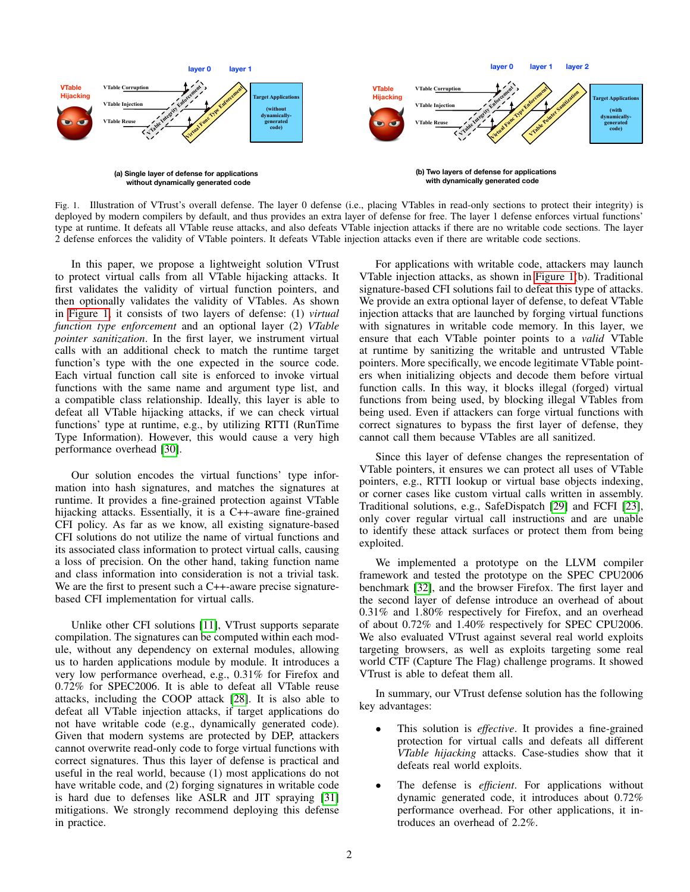(a) Single layer of defense for applications without dynamically generated code

(b) Two layers of defense for applications with dynamically generated code

Fig. 1. Illustration of VTrust's overall defense. The layer 0 defense (i.e., placing VTables in read-only sections to protect their integrity) is deployed by modern compilers by default, and thus provides an extra layer of defense for free. The layer 1 defense enforces virtual functions' type at runtime. It defeats all VTable reuse attacks, and also defeats VTable injection attacks if there are no writable code sections. The layer 2 defense enforces the validity of VTable pointers. It defeats VTable injection attacks even if there are writable code sections.

In this paper, we propose a lightweight solution VTrust to protect virtual calls from all VTable hijacking attacks. It first validates the validity of virtual function pointers, and then optionally validates the validity of VTables. As shown in Figure 1, it consists of two layers of defense: (1) *virtual function type enforcement* and an optional layer (2) *VTable pointer sanitization*. In the first layer, we instrument virtual calls with an additional check to match the runtime target function's type with the one expected in the source code. Each virtual function call site is enforced to invoke virtual functions with the same name and argument type list, and a compatible class relationship. Ideally, this layer is able to defeat all VTable hijacking attacks, if we can check virtual functions' type at runtime, e.g., by utilizing RTTI (RunTime Type Information). However, this would cause a very high performance overhead [30].

Our solution encodes the virtual functions' type information into hash signatures, and matches the signatures at runtime. It provides a fine-grained protection against VTable hijacking attacks. Essentially, it is a C++-aware fine-grained CFI policy. As far as we know, all existing signature-based CFI solutions do not utilize the name of virtual functions and its associated class information to protect virtual calls, causing a loss of precision. On the other hand, taking function name and class information into consideration is not a trivial task. We are the first to present such a C++-aware precise signature-based CFI implementation for virtual calls.

Unlike other CFI solutions [11], VTrust supports separate compilation. The signatures can be computed within each module, without any dependency on external modules, allowing us to harden applications module by module. It introduces a very low performance overhead, e.g., 0.31% for Firefox and 0.72% for SPEC2006. It is able to defeat all VTable reuse attacks, including the COOP attack [28]. It is also able to defeat all VTable injection attacks, if target applications do not have writable code (e.g., dynamically generated code). Given that modern systems are protected by DEP, attackers cannot overwrite read-only code to forge virtual functions with correct signatures. Thus this layer of defense is practical and useful in the real world, because (1) most applications do not have writable code, and (2) forging signatures in writable code is hard due to defenses like ASLR and JIT spraying [31] mitigations. We strongly recommend deploying this defense in practice.

For applications with writable code, attackers may launch VTable injection attacks, as shown in Figure 1(b). Traditional signature-based CFI solutions fail to defeat this type of attacks. We provide an extra optional layer of defense, to defeat VTable injection attacks that are launched by forging virtual functions with signatures in writable code memory. In this layer, we ensure that each VTable pointer points to a *valid* VTable at runtime by sanitizing the writable and untrusted VTable pointers. More specifically, we encode legitimate VTable pointers when initializing objects and decode them before virtual function calls. In this way, it blocks illegal (forged) virtual functions from being used, by blocking illegal VTables from being used. Even if attackers can forge virtual functions with correct signatures to bypass the first layer of defense, they cannot call them because VTables are all sanitized.

Since this layer of defense changes the representation of VTable pointers, it ensures we can protect all uses of VTable pointers, e.g., RTTI lookup or virtual base objects indexing, or corner cases like custom virtual calls written in assembly. Traditional solutions, e.g., SafeDispatch [29] and FCFI [23], only cover regular virtual call instructions and are unable to identify these attack surfaces or protect them from being exploited.

We implemented a prototype on the LLVM compiler framework and tested the prototype on the SPEC CPU2006 benchmark [32], and the browser Firefox. The first layer and the second layer of defense introduce an overhead of about 0.31% and 1.80% respectively for Firefox, and an overhead of about 0.72% and 1.40% respectively for SPEC CPU2006. We also evaluated VTrust against several real world exploits targeting browsers, as well as exploits targeting some real world CTF (Capture The Flag) challenge programs. It showed VTrust is able to defeat them all.

In summary, our VTrust defense solution has the following key advantages:

- This solution is *effective*. It provides a fine-grained protection for virtual calls and defeats all different *VTable hijacking* attacks. Case-studies show that it defeats real world exploits.
- The defense is *efficient*. For applications without dynamic generated code, it introduces about 0.72% performance overhead. For other applications, it introduces an overhead of 2.2%.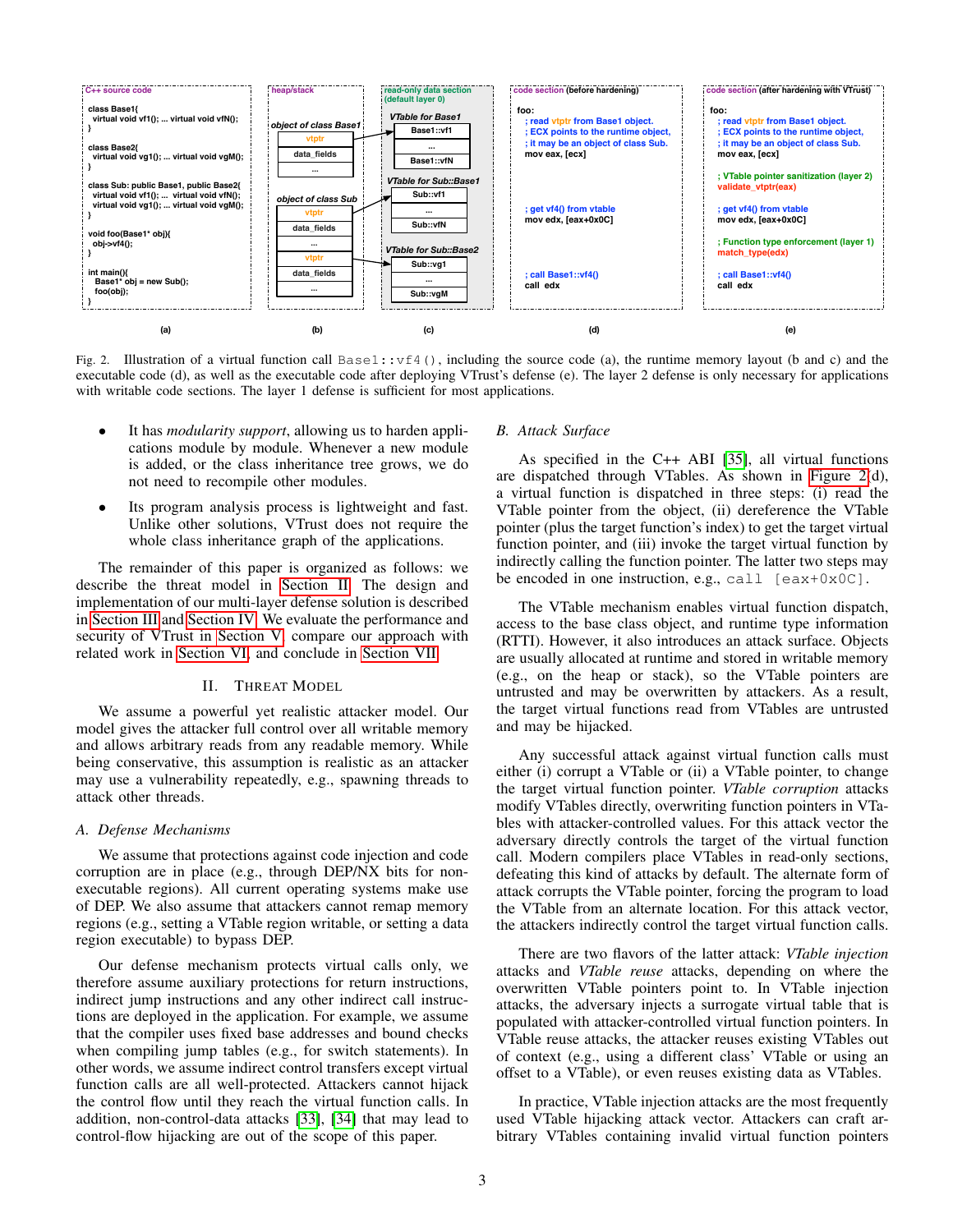Fig. 2. Illustration of a virtual function call `Base1::vf4()`, including the source code (a), the runtime memory layout (b and c) and the executable code (d), as well as the executable code after deploying VTrust's defense (e). The layer 2 defense is only necessary for applications with writable code sections. The layer 1 defense is sufficient for most applications.

- It has *modularity support*, allowing us to harden applications module by module. Whenever a new module is added, or the class inheritance tree grows, we do not need to recompile other modules.
- Its program analysis process is lightweight and fast. Unlike other solutions, VTrust does not require the whole class inheritance graph of the applications.

The remainder of this paper is organized as follows: we describe the threat model in Section II. The design and implementation of our multi-layer defense solution is described in Section III and Section IV. We evaluate the performance and security of VTrust in Section V, compare our approach with related work in Section VI, and conclude in Section VII.

## II. Threat Model

We assume a powerful yet realistic attacker model. Our model gives the attacker full control over all writable memory and allows arbitrary reads from any readable memory. While being conservative, this assumption is realistic as an attacker may use a vulnerability repeatedly, e.g., spawning threads to attack other threads.

### A. Defense Mechanisms

We assume that protections against code injection and code corruption are in place (e.g., through DEP/NX bits for non-executable regions). All current operating systems make use of DEP. We also assume that attackers cannot remap memory regions (e.g., setting a VTable region writable, or setting a data region executable) to bypass DEP.

Our defense mechanism protects virtual calls only, we therefore assume auxiliary protections for return instructions, indirect jump instructions and any other indirect call instructions are deployed in the application. For example, we assume that the compiler uses fixed base addresses and bound checks when compiling jump tables (e.g., for switch statements). In other words, we assume indirect control transfers except virtual function calls are all well-protected. Attackers cannot hijack the control flow until they reach the virtual function calls. In addition, non-control-data attacks [33], [34] that may lead to control-flow hijacking are out of the scope of this paper.

### B. Attack Surface

As specified in the C++ ABI [35], all virtual functions are dispatched through VTables. As shown in Figure 2(d), a virtual function is dispatched in three steps: (i) read the VTable pointer from the object, (ii) dereference the VTable pointer (plus the target function's index) to get the target virtual function pointer, and (iii) invoke the target virtual function by indirectly calling the function pointer. The latter two steps may be encoded in one instruction, e.g., `call [eax+0x0C]`.

The VTable mechanism enables virtual function dispatch, access to the base class object, and runtime type information (RTTI). However, it also introduces an attack surface. Objects are usually allocated at runtime and stored in writable memory (e.g., on the heap or stack), so the VTable pointers are untrusted and may be overwritten by attackers. As a result, the target virtual functions read from VTables are untrusted and may be hijacked.

Any successful attack against virtual function calls must either (i) corrupt a VTable or (ii) a VTable pointer, to change the target virtual function pointer. *VTable corruption* attacks modify VTables directly, overwriting function pointers in VTables with attacker-controlled values. For this attack vector the adversary directly controls the target of the virtual function call. Modern compilers place VTables in read-only sections, defeating this kind of attacks by default. The alternate form of attack corrupts the VTable pointer, forcing the program to load the VTable from an alternate location. For this attack vector, the attackers indirectly control the target virtual function calls.

There are two flavors of the latter attack: *VTable injection* attacks and *VTable reuse* attacks, depending on where the overwritten VTable pointers point to. In VTable injection attacks, the adversary injects a surrogate virtual table that is populated with attacker-controlled virtual function pointers. In VTable reuse attacks, the attacker reuses existing VTables out of context (e.g., using a different class' VTable or using an offset to a VTable), or even reuses existing data as VTables.

In practice, VTable injection attacks are the most frequently used VTable hijacking attack vector. Attackers can craft arbitrary VTables containing invalid virtual function pointers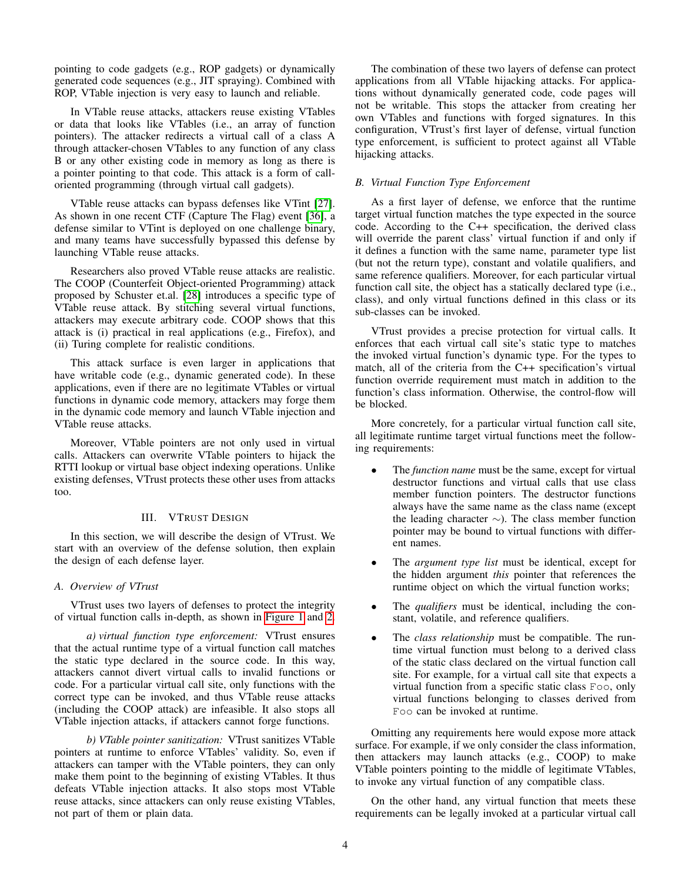pointing to code gadgets (e.g., ROP gadgets) or dynamically generated code sequences (e.g., JIT spraying). Combined with ROP, VTable injection is very easy to launch and reliable.

In VTable reuse attacks, attackers reuse existing VTables or data that looks like VTables (i.e., an array of function pointers). The attacker redirects a virtual call of a class A through attacker-chosen VTables to any function of any class B or any other existing code in memory as long as there is a pointer pointing to that code. This attack is a form of call-oriented programming (through virtual call gadgets).

VTable reuse attacks can bypass defenses like VTint [27]. As shown in one recent CTF (Capture The Flag) event [36], a defense similar to VTint is deployed on one challenge binary, and many teams have successfully bypassed this defense by launching VTable reuse attacks.

Researchers also proved VTable reuse attacks are realistic. The COOP (Counterfeit Object-oriented Programming) attack proposed by Schuster et.al. [28] introduces a specific type of VTable reuse attack. By stitching several virtual functions, attackers may execute arbitrary code. COOP shows that this attack is (i) practical in real applications (e.g., Firefox), and (ii) Turing complete for realistic conditions.

This attack surface is even larger in applications that have writable code (e.g., dynamic generated code). In these applications, even if there are no legitimate VTables or virtual functions in dynamic code memory, attackers may forge them in the dynamic code memory and launch VTable injection and VTable reuse attacks.

Moreover, VTable pointers are not only used in virtual calls. Attackers can overwrite VTable pointers to hijack the RTTI lookup or virtual base object indexing operations. Unlike existing defenses, VTrust protects these other uses from attacks too.

# III. VTrust Design

In this section, we will describe the design of VTrust. We start with an overview of the defense solution, then explain the design of each defense layer.

## A. Overview of VTrust

VTrust uses two layers of defenses to protect the integrity of virtual function calls in-depth, as shown in Figure 1 and 2.

*a) virtual function type enforcement:* VTrust ensures that the actual runtime type of a virtual function call matches the static type declared in the source code. In this way, attackers cannot divert virtual calls to invalid functions or code. For a particular virtual call site, only functions with the correct type can be invoked, and thus VTable reuse attacks (including the COOP attack) are infeasible. It also stops all VTable injection attacks, if attackers cannot forge functions.

*b) VTable pointer sanitization:* VTrust sanitizes VTable pointers at runtime to enforce VTables' validity. So, even if attackers can tamper with the VTable pointers, they can only make them point to the beginning of existing VTables. It thus defeats VTable injection attacks. It also stops most VTable reuse attacks, since attackers can only reuse existing VTables, not part of them or plain data.

The combination of these two layers of defense can protect applications from all VTable hijacking attacks. For applications without dynamically generated code, code pages will not be writable. This stops the attacker from creating her own VTables and functions with forged signatures. In this configuration, VTrust's first layer of defense, virtual function type enforcement, is sufficient to protect against all VTable hijacking attacks.

## B. Virtual Function Type Enforcement

As a first layer of defense, we enforce that the runtime target virtual function matches the type expected in the source code. According to the C++ specification, the derived class will override the parent class' virtual function if and only if it defines a function with the same name, parameter type list (but not the return type), constant and volatile qualifiers, and same reference qualifiers. Moreover, for each particular virtual function call site, the object has a statically declared type (i.e., class), and only virtual functions defined in this class or its sub-classes can be invoked.

VTrust provides a precise protection for virtual calls. It enforces that each virtual call site's static type to matches the invoked virtual function's dynamic type. For the types to match, all of the criteria from the C++ specification's virtual function override requirement must match in addition to the function's class information. Otherwise, the control-flow will be blocked.

More concretely, for a particular virtual function call site, all legitimate runtime target virtual functions meet the following requirements:

- The *function name* must be the same, except for virtual destructor functions and virtual calls that use class member function pointers. The destructor functions always have the same name as the class name (except the leading character ∼). The class member function pointer may be bound to virtual functions with different names.
- The *argument type list* must be identical, except for the hidden argument *this* pointer that references the runtime object on which the virtual function works;
- The *qualifiers* must be identical, including the constant, volatile, and reference qualifiers.
- The *class relationship* must be compatible. The runtime virtual function must belong to a derived class of the static class declared on the virtual function call site. For example, for a virtual call site that expects a virtual function from a specific static class `Foo`, only virtual functions belonging to classes derived from `Foo` can be invoked at runtime.

Omitting any requirements here would expose more attack surface. For example, if we only consider the class information, then attackers may launch attacks (e.g., COOP) to make VTable pointers pointing to the middle of legitimate VTables, to invoke any virtual function of any compatible class.

On the other hand, any virtual function that meets these requirements can be legally invoked at a particular virtual call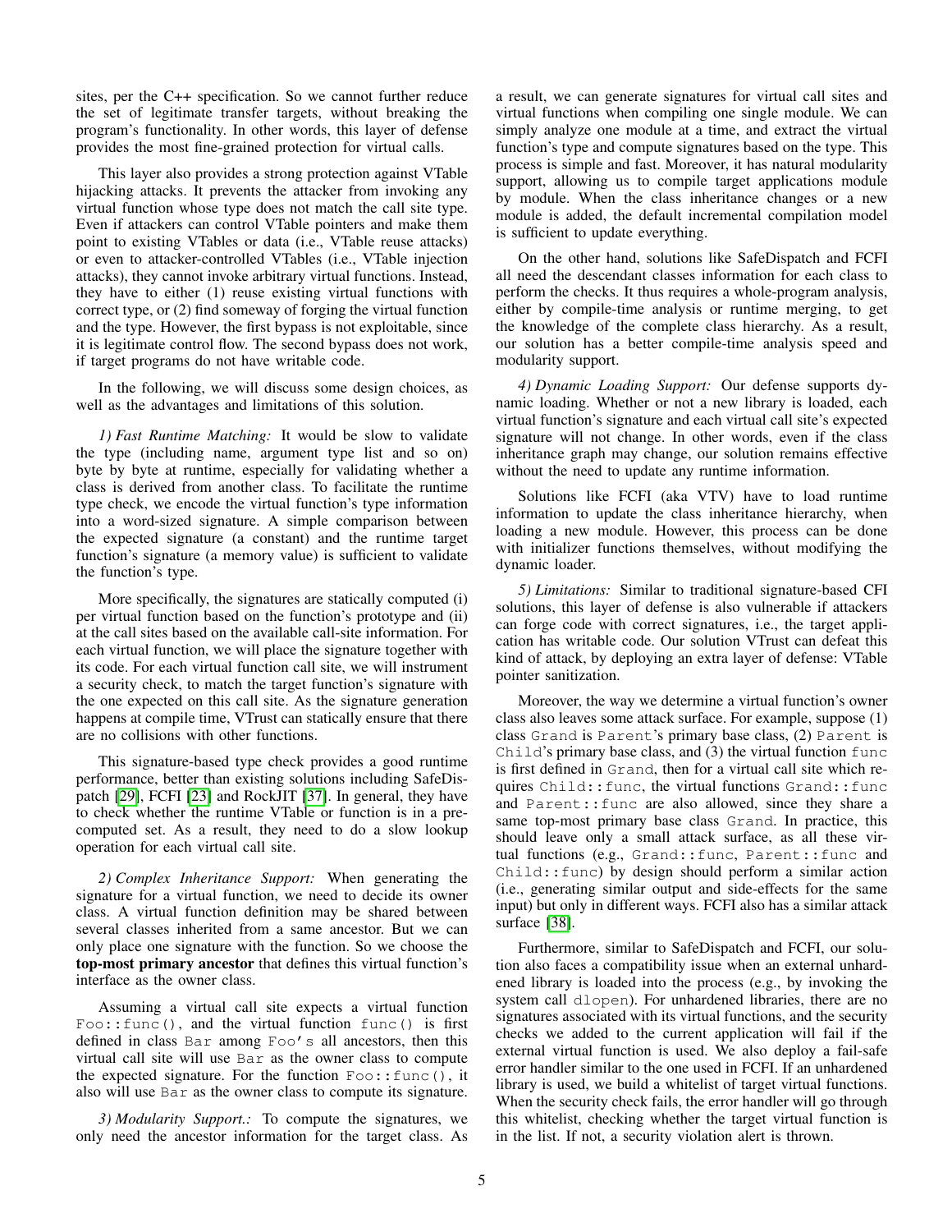sites, per the C++ specification. So we cannot further reduce the set of legitimate transfer targets, without breaking the program's functionality. In other words, this layer of defense provides the most fine-grained protection for virtual calls.

This layer also provides a strong protection against VTable hijacking attacks. It prevents the attacker from invoking any virtual function whose type does not match the call site type. Even if attackers can control VTable pointers and make them point to existing VTables or data (i.e., VTable reuse attacks) or even to attacker-controlled VTables (i.e., VTable injection attacks), they cannot invoke arbitrary virtual functions. Instead, they have to either (1) reuse existing virtual functions with correct type, or (2) find someway of forging the virtual function and the type. However, the first bypass is not exploitable, since it is legitimate control flow. The second bypass does not work, if target programs do not have writable code.

In the following, we will discuss some design choices, as well as the advantages and limitations of this solution.

*1) Fast Runtime Matching:* It would be slow to validate the type (including name, argument type list and so on) byte by byte at runtime, especially for validating whether a class is derived from another class. To facilitate the runtime type check, we encode the virtual function's type information into a word-sized signature. A simple comparison between the expected signature (a constant) and the runtime target function's signature (a memory value) is sufficient to validate the function's type.

More specifically, the signatures are statically computed (i) per virtual function based on the function's prototype and (ii) at the call sites based on the available call-site information. For each virtual function, we will place the signature together with its code. For each virtual function call site, we will instrument a security check, to match the target function's signature with the one expected on this call site. As the signature generation happens at compile time, VTrust can statically ensure that there are no collisions with other functions.

This signature-based type check provides a good runtime performance, better than existing solutions including SafeDispatch [29], FCFI [23] and RockJIT [37]. In general, they have to check whether the runtime VTable or function is in a pre-computed set. As a result, they need to do a slow lookup operation for each virtual call site.

*2) Complex Inheritance Support:* When generating the signature for a virtual function, we need to decide its owner class. A virtual function definition may be shared between several classes inherited from a same ancestor. But we can only place one signature with the function. So we choose the **top-most primary ancestor** that defines this virtual function's interface as the owner class.

Assuming a virtual call site expects a virtual function `Foo::func()`, and the virtual function `func()` is first defined in class `Bar` among `Foo's` all ancestors, then this virtual call site will use `Bar` as the owner class to compute the expected signature. For the function `Foo::func()`, it also will use `Bar` as the owner class to compute its signature.

*3) Modularity Support.:* To compute the signatures, we only need the ancestor information for the target class. As a result, we can generate signatures for virtual call sites and virtual functions when compiling one single module. We can simply analyze one module at a time, and extract the virtual function's type and compute signatures based on the type. This process is simple and fast. Moreover, it has natural modularity support, allowing us to compile target applications module by module. When the class inheritance changes or a new module is added, the default incremental compilation model is sufficient to update everything.

On the other hand, solutions like SafeDispatch and FCFI all need the descendant classes information for each class to perform the checks. It thus requires a whole-program analysis, either by compile-time analysis or runtime merging, to get the knowledge of the complete class hierarchy. As a result, our solution has a better compile-time analysis speed and modularity support.

*4) Dynamic Loading Support:* Our defense supports dynamic loading. Whether or not a new library is loaded, each virtual function's signature and each virtual call site's expected signature will not change. In other words, even if the class inheritance graph may change, our solution remains effective without the need to update any runtime information.

Solutions like FCFI (aka VTV) have to load runtime information to update the class inheritance hierarchy, when loading a new module. However, this process can be done with initializer functions themselves, without modifying the dynamic loader.

*5) Limitations:* Similar to traditional signature-based CFI solutions, this layer of defense is also vulnerable if attackers can forge code with correct signatures, i.e., the target application has writable code. Our solution VTrust can defeat this kind of attack, by deploying an extra layer of defense: VTable pointer sanitization.

Moreover, the way we determine a virtual function's owner class also leaves some attack surface. For example, suppose (1) class `Grand` is `Parent`'s primary base class, (2) `Parent` is `Child`'s primary base class, and (3) the virtual function `func` is first defined in `Grand`, then for a virtual call site which requires `Child::func`, the virtual functions `Grand::func` and `Parent::func` are also allowed, since they share a same top-most primary base class `Grand`. In practice, this should leave only a small attack surface, as all these virtual functions (e.g., `Grand::func`, `Parent::func` and `Child::func`) by design should perform a similar action (i.e., generating similar output and side-effects for the same input) but only in different ways. FCFI also has a similar attack surface [38].

Furthermore, similar to SafeDispatch and FCFI, our solution also faces a compatibility issue when an external unhardened library is loaded into the process (e.g., by invoking the system call `dlopen`). For unhardened libraries, there are no signatures associated with its virtual functions, and the security checks we added to the current application will fail if the external virtual function is used. We also deploy a fail-safe error handler similar to the one used in FCFI. If an unhardened library is used, we build a whitelist of target virtual functions. When the security check fails, the error handler will go through this whitelist, checking whether the target virtual function is in the list. If not, a security violation alert is thrown.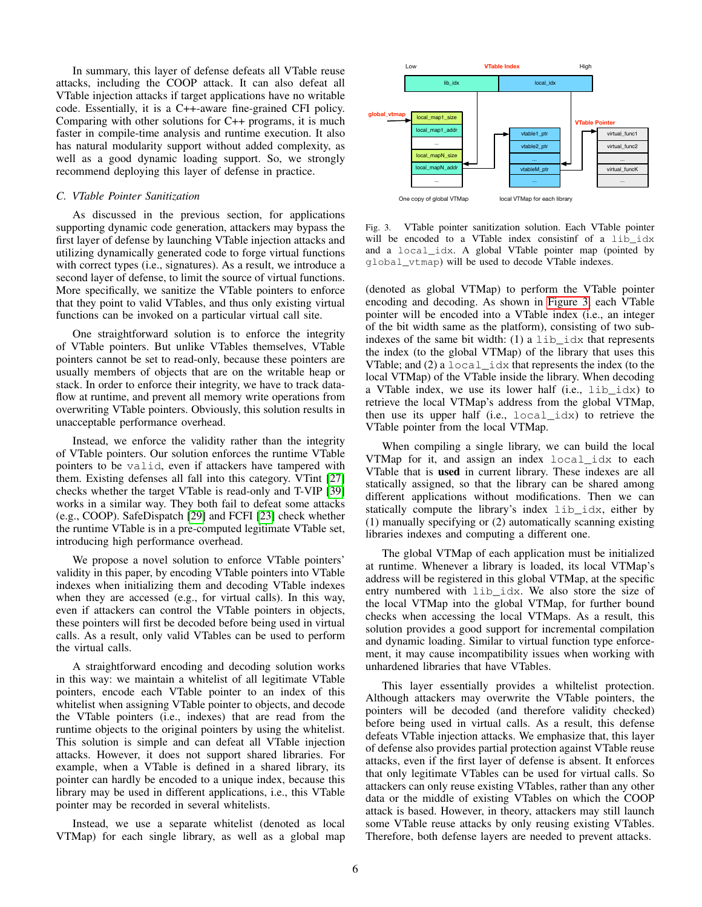In summary, this layer of defense defeats all VTable reuse attacks, including the COOP attack. It can also defeat all VTable injection attacks if target applications have no writable code. Essentially, it is a C++-aware fine-grained CFI policy. Comparing with other solutions for C++ programs, it is much faster in compile-time analysis and runtime execution. It also has natural modularity support without added complexity, as well as a good dynamic loading support. So, we strongly recommend deploying this layer of defense in practice.

### *C. VTable Pointer Sanitization*

As discussed in the previous section, for applications supporting dynamic code generation, attackers may bypass the first layer of defense by launching VTable injection attacks and utilizing dynamically generated code to forge virtual functions with correct types (i.e., signatures). As a result, we introduce a second layer of defense, to limit the source of virtual functions. More specifically, we sanitize the VTable pointers to enforce that they point to valid VTables, and thus only existing virtual functions can be invoked on a particular virtual call site.

One straightforward solution is to enforce the integrity of VTable pointers. But unlike VTables themselves, VTable pointers cannot be set to read-only, because these pointers are usually members of objects that are on the writable heap or stack. In order to enforce their integrity, we have to track data-flow at runtime, and prevent all memory write operations from overwriting VTable pointers. Obviously, this solution results in unacceptable performance overhead.

Instead, we enforce the validity rather than the integrity of VTable pointers. Our solution enforces the runtime VTable pointers to be `valid`, even if attackers have tampered with them. Existing defenses all fall into this category. VTint [27] checks whether the target VTable is read-only and T-VIP [39] works in a similar way. They both fail to defeat some attacks (e.g., COOP). SafeDispatch [29] and FCFI [23] check whether the runtime VTable is in a pre-computed legitimate VTable set, introducing high performance overhead.

We propose a novel solution to enforce VTable pointers' validity in this paper, by encoding VTable pointers into VTable indexes when initializing them and decoding VTable indexes when they are accessed (e.g., for virtual calls). In this way, even if attackers can control the VTable pointers in objects, these pointers will first be decoded before being used in virtual calls. As a result, only valid VTables can be used to perform the virtual calls.

A straightforward encoding and decoding solution works in this way: we maintain a whitelist of all legitimate VTable pointers, encode each VTable pointer to an index of this whitelist when assigning VTable pointer to objects, and decode the VTable pointers (i.e., indexes) that are read from the runtime objects to the original pointers by using the whitelist. This solution is simple and can defeat all VTable injection attacks. However, it does not support shared libraries. For example, when a VTable is defined in a shared library, its pointer can hardly be encoded to a unique index, because this library may be used in different applications, i.e., this VTable pointer may be recorded in several whitelists.

Instead, we use a separate whitelist (denoted as local VTMap) for each single library, as well as a global map (denoted as global VTMap) to perform the VTable pointer encoding and decoding. As shown in Figure 3, each VTable pointer will be encoded into a VTable index (i.e., an integer of the bit width same as the platform), consisting of two sub-indexes of the same bit width: (1) a `lib_idx` that represents the index (to the global VTMap) of the library that uses this VTable; and (2) a `local_idx` that represents the index (to the local VTMap) of the VTable inside the library. When decoding a VTable index, we use its lower half (i.e., `lib_idx`) to retrieve the local VTMap's address from the global VTMap, then use its upper half (i.e., `local_idx`) to retrieve the VTable pointer from the local VTMap.

Fig. 3. VTable pointer sanitization solution. Each VTable pointer will be encoded to a VTable index consistinf of a `lib_idx` and a `local_idx`. A global VTable pointer map (pointed by `global_vtmap`) will be used to decode VTable indexes.

When compiling a single library, we can build the local VTMap for it, and assign an index `local_idx` to each VTable that is **used** in current library. These indexes are all statically assigned, so that the library can be shared among different applications without modifications. Then we can statically compute the library's index `lib_idx`, either by (1) manually specifying or (2) automatically scanning existing libraries indexes and computing a different one.

The global VTMap of each application must be initialized at runtime. Whenever a library is loaded, its local VTMap's address will be registered in this global VTMap, at the specific entry numbered with `lib_idx`. We also store the size of the local VTMap into the global VTMap, for further bound checks when accessing the local VTMaps. As a result, this solution provides a good support for incremental compilation and dynamic loading. Similar to virtual function type enforcement, it may cause incompatibility issues when working with unhardened libraries that have VTables.

This layer essentially provides a whitelist protection. Although attackers may overwrite the VTable pointers, the pointers will be decoded (and therefore validity checked) before being used in virtual calls. As a result, this defense defeats VTable injection attacks. We emphasize that, this layer of defense also provides partial protection against VTable reuse attacks, even if the first layer of defense is absent. It enforces that only legitimate VTables can be used for virtual calls. So attackers can only reuse existing VTables, rather than any other data or the middle of existing VTables on which the COOP attack is based. However, in theory, attackers may still launch some VTable reuse attacks by only reusing existing VTables. Therefore, both defense layers are needed to prevent attacks.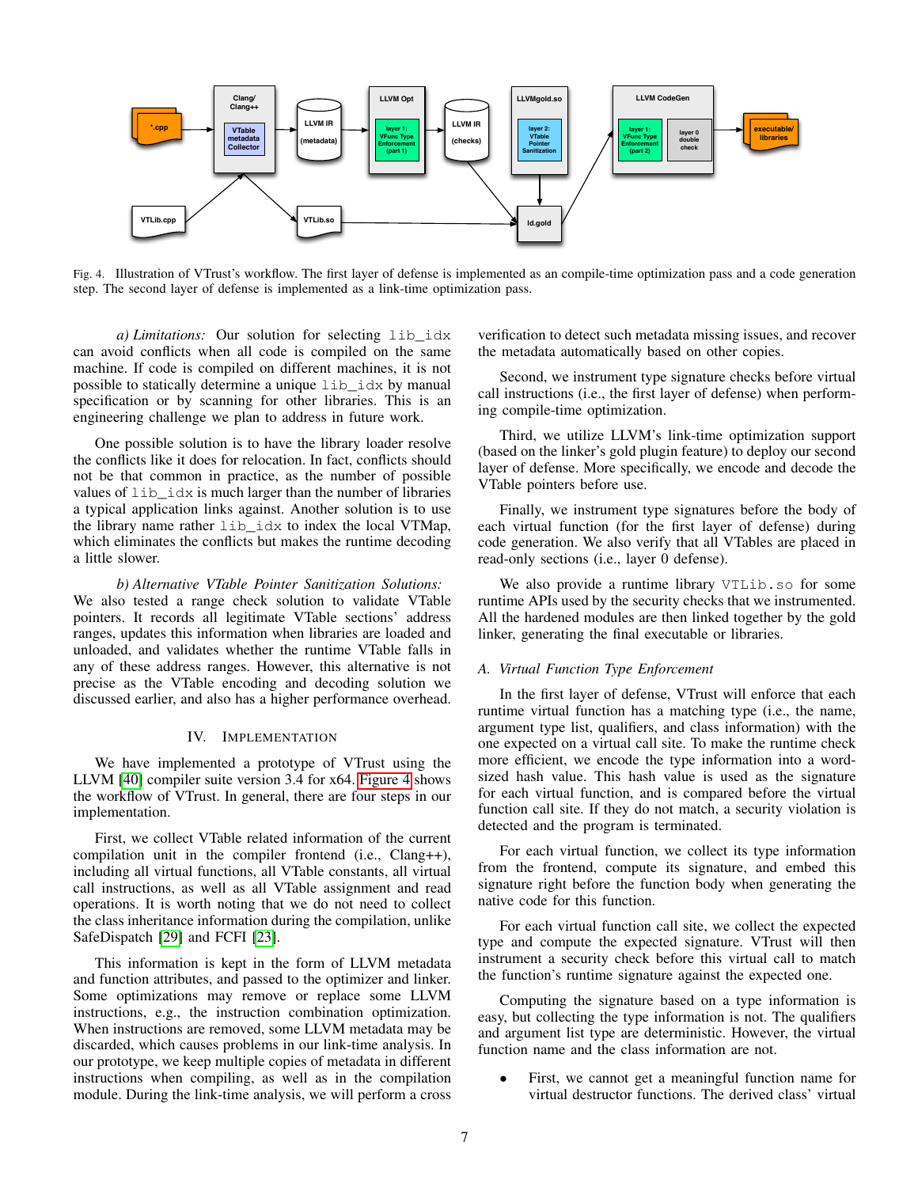Fig. 4. Illustration of VTrust's workflow. The first layer of defense is implemented as an compile-time optimization pass and a code generation step. The second layer of defense is implemented as a link-time optimization pass.

*a) Limitations:* Our solution for selecting lib_idx can avoid conflicts when all code is compiled on the same machine. If code is compiled on different machines, it is not possible to statically determine a unique lib_idx by manual specification or by scanning for other libraries. This is an engineering challenge we plan to address in future work.

One possible solution is to have the library loader resolve the conflicts like it does for relocation. In fact, conflicts should not be that common in practice, as the number of possible values of lib_idx is much larger than the number of libraries a typical application links against. Another solution is to use the library name rather lib_idx to index the local VTMap, which eliminates the conflicts but makes the runtime decoding a little slower.

*b) Alternative VTable Pointer Sanitization Solutions:* We also tested a range check solution to validate VTable pointers. It records all legitimate VTable sections' address ranges, updates this information when libraries are loaded and unloaded, and validates whether the runtime VTable falls in any of these address ranges. However, this alternative is not precise as the VTable encoding and decoding solution we discussed earlier, and also has a higher performance overhead.

## IV. Implementation

We have implemented a prototype of VTrust using the LLVM [40] compiler suite version 3.4 for x64. Figure 4 shows the workflow of VTrust. In general, there are four steps in our implementation.

First, we collect VTable related information of the current compilation unit in the compiler frontend (i.e., Clang++), including all virtual functions, all VTable constants, all virtual call instructions, as well as all VTable assignment and read operations. It is worth noting that we do not need to collect the class inheritance information during the compilation, unlike SafeDispatch [29] and FCFI [23].

This information is kept in the form of LLVM metadata and function attributes, and passed to the optimizer and linker. Some optimizations may remove or replace some LLVM instructions, e.g., the instruction combination optimization. When instructions are removed, some LLVM metadata may be discarded, which causes problems in our link-time analysis. In our prototype, we keep multiple copies of metadata in different instructions when compiling, as well as in the compilation module. During the link-time analysis, we will perform a cross verification to detect such metadata missing issues, and recover the metadata automatically based on other copies.

Second, we instrument type signature checks before virtual call instructions (i.e., the first layer of defense) when performing compile-time optimization.

Third, we utilize LLVM's link-time optimization support (based on the linker's gold plugin feature) to deploy our second layer of defense. More specifically, we encode and decode the VTable pointers before use.

Finally, we instrument type signatures before the body of each virtual function (for the first layer of defense) during code generation. We also verify that all VTables are placed in read-only sections (i.e., layer 0 defense).

We also provide a runtime library VTLib.so for some runtime APIs used by the security checks that we instrumented. All the hardened modules are then linked together by the gold linker, generating the final executable or libraries.

### A. Virtual Function Type Enforcement

In the first layer of defense, VTrust will enforce that each runtime virtual function has a matching type (i.e., the name, argument type list, qualifiers, and class information) with the one expected on a virtual call site. To make the runtime check more efficient, we encode the type information into a word-sized hash value. This hash value is used as the signature for each virtual function, and is compared before the virtual function call site. If they do not match, a security violation is detected and the program is terminated.

For each virtual function, we collect its type information from the frontend, compute its signature, and embed this signature right before the function body when generating the native code for this function.

For each virtual function call site, we collect the expected type and compute the expected signature. VTrust will then instrument a security check before this virtual call to match the function's runtime signature against the expected one.

Computing the signature based on a type information is easy, but collecting the type information is not. The qualifiers and argument list type are deterministic. However, the virtual function name and the class information are not.

- First, we cannot get a meaningful function name for virtual destructor functions. The derived class' virtual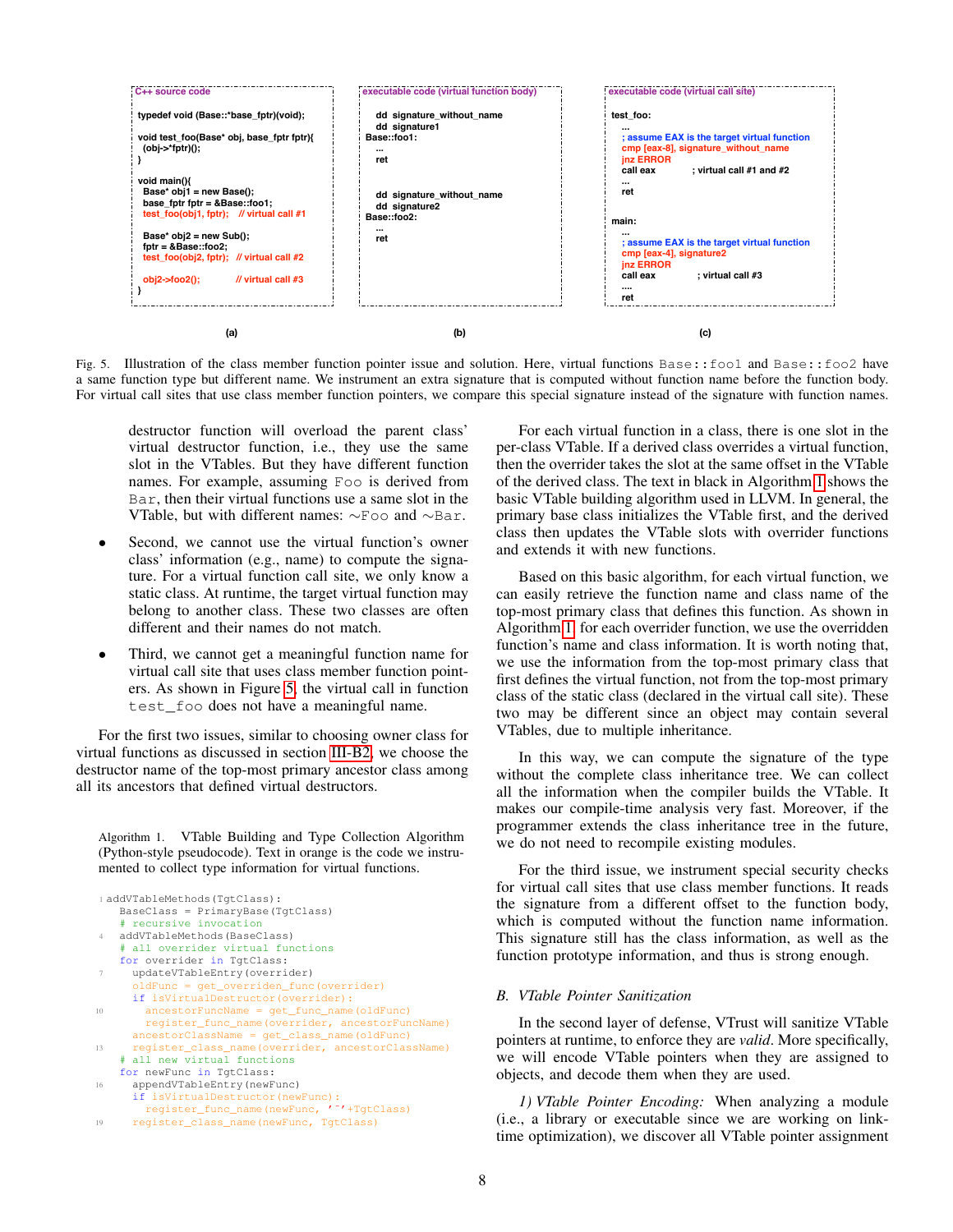```
C++ source code

typedef void (Base::*base_fptr)(void);

void test_foo(Base* obj, base_fptr fptr){
  (obj->*fptr)();
}

void main(){
  Base* obj1 = new Base();
  base_fptr fptr = &Base::foo1;
  test_foo(obj1, fptr);   // virtual call #1

  Base* obj2 = new Sub();
  fptr = &Base::foo2;
  test_foo(obj2, fptr);  // virtual call #2

  obj2->foo2();          // virtual call #3
}
```

(a)

```
executable code (virtual function body)

  dd signature_without_name
  dd signature1
Base::foo1:
  ...
  ret

  dd signature_without_name
  dd signature2
Base::foo2:
  ...
  ret
```

(b)

```
executable code (virtual call site)

test_foo:
  ...
  ; assume EAX is the target virtual function
  cmp [eax-8], signature_without_name
  jnz ERROR
  call eax          ; virtual call #1 and #2
  ...
  ret

main:
  ...
  ; assume EAX is the target virtual function
  cmp [eax-4], signature2
  jnz ERROR
  call eax          ; virtual call #3
  ....
  ret
```

(c)

Fig. 5. Illustration of the class member function pointer issue and solution. Here, virtual functions `Base::foo1` and `Base::foo2` have a same function type but different name. We instrument an extra signature that is computed without function name before the function body. For virtual call sites that use class member function pointers, we compare this special signature instead of the signature with function names.

destructor function will overload the parent class' virtual destructor function, i.e., they use the same slot in the VTables. But they have different function names. For example, assuming `Foo` is derived from `Bar`, then their virtual functions use a same slot in the VTable, but with different names: ~`Foo` and ~`Bar`.

- Second, we cannot use the virtual function's owner class' information (e.g., name) to compute the signature. For a virtual function call site, we only know a static class. At runtime, the target virtual function may belong to another class. These two classes are often different and their names do not match.
- Third, we cannot get a meaningful function name for virtual call site that uses class member function pointers. As shown in Figure 5, the virtual call in function `test_foo` does not have a meaningful name.

For the first two issues, similar to choosing owner class for virtual functions as discussed in section III-B2, we choose the destructor name of the top-most primary ancestor class among all its ancestors that defined virtual destructors.

Algorithm 1. VTable Building and Type Collection Algorithm (Python-style pseudocode). Text in orange is the code we instrumented to collect type information for virtual functions.

```
1  addVTableMethods(TgtClass):
     BaseClass = PrimaryBase(TgtClass)
     # recursive invocation
4    addVTableMethods(BaseClass)
     # all overrider virtual functions
     for overrider in TgtClass:
7      updateVTableEntry(overrider)
       oldFunc = get_overriden_func(overrider)
       if isVirtualDestructor(overrider):
10       ancestorFuncName = get_func_name(oldFunc)
         register_func_name(overrider, ancestorFuncName)
       ancestorClassName = get_class_name(oldFunc)
13     register_class_name(overrider, ancestorClassName)
     # all new virtual functions
     for newFunc in TgtClass:
16     appendVTableEntry(newFunc)
       if isVirtualDestructor(newFunc):
         register_func_name(newFunc, '~'+TgtClass)
19     register_class_name(newFunc, TgtClass)
```

For each virtual function in a class, there is one slot in the per-class VTable. If a derived class overrides a virtual function, then the overrider takes the slot at the same offset in the VTable of the derived class. The text in black in Algorithm 1 shows the basic VTable building algorithm used in LLVM. In general, the primary base class initializes the VTable first, and the derived class then updates the VTable slots with overrider functions and extends it with new functions.

Based on this basic algorithm, for each virtual function, we can easily retrieve the function name and class name of the top-most primary class that defines this function. As shown in Algorithm 1, for each overrider function, we use the overridden function's name and class information. It is worth noting that, we use the information from the top-most primary class that first defines the virtual function, not from the top-most primary class of the static class (declared in the virtual call site). These two may be different since an object may contain several VTables, due to multiple inheritance.

In this way, we can compute the signature of the type without the complete class inheritance tree. We can collect all the information when the compiler builds the VTable. It makes our compile-time analysis very fast. Moreover, if the programmer extends the class inheritance tree in the future, we do not need to recompile existing modules.

For the third issue, we instrument special security checks for virtual call sites that use class member functions. It reads the signature from a different offset to the function body, which is computed without the function name information. This signature still has the class information, as well as the function prototype information, and thus is strong enough.

### B. VTable Pointer Sanitization

In the second layer of defense, VTrust will sanitize VTable pointers at runtime, to enforce they are *valid*. More specifically, we will encode VTable pointers when they are assigned to objects, and decode them when they are used.

*1) VTable Pointer Encoding:* When analyzing a module (i.e., a library or executable since we are working on link-time optimization), we discover all VTable pointer assignment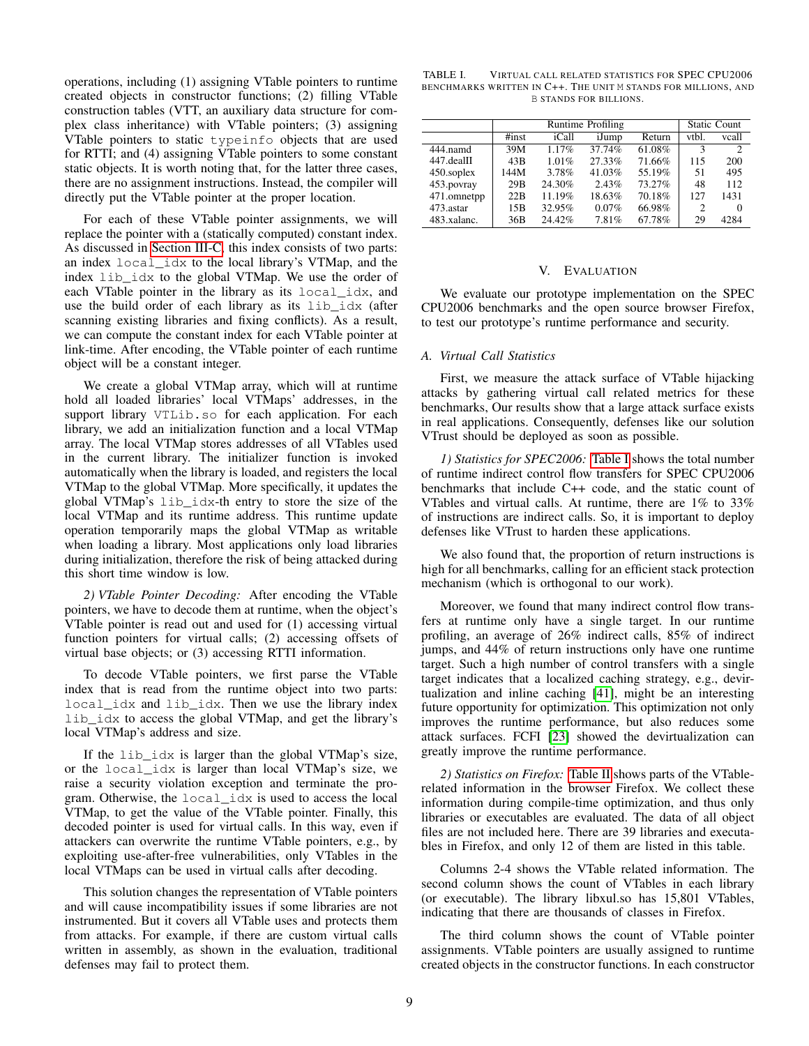operations, including (1) assigning VTable pointers to runtime created objects in constructor functions; (2) filling VTable construction tables (VTT, an auxiliary data structure for complex class inheritance) with VTable pointers; (3) assigning VTable pointers to static `typeinfo` objects that are used for RTTI; and (4) assigning VTable pointers to some constant static objects. It is worth noting that, for the latter three cases, there are no assignment instructions. Instead, the compiler will directly put the VTable pointer at the proper location.

For each of these VTable pointer assignments, we will replace the pointer with a (statically computed) constant index. As discussed in Section III-C, this index consists of two parts: an index `local_idx` to the local library's VTMap, and the index `lib_idx` to the global VTMap. We use the order of each VTable pointer in the library as its `local_idx`, and use the build order of each library as its `lib_idx` (after scanning existing libraries and fixing conflicts). As a result, we can compute the constant index for each VTable pointer at link-time. After encoding, the VTable pointer of each runtime object will be a constant integer.

We create a global VTMap array, which will at runtime hold all loaded libraries' local VTMaps' addresses, in the support library `VTLib.so` for each application. For each library, we add an initialization function and a local VTMap array. The local VTMap stores addresses of all VTables used in the current library. The initializer function is invoked automatically when the library is loaded, and registers the local VTMap to the global VTMap. More specifically, it updates the global VTMap's `lib_idx`-th entry to store the size of the local VTMap and its runtime address. This runtime update operation temporarily maps the global VTMap as writable when loading a library. Most applications only load libraries during initialization, therefore the risk of being attacked during this short time window is low.

*2) VTable Pointer Decoding:* After encoding the VTable pointers, we have to decode them at runtime, when the object's VTable pointer is read out and used for (1) accessing virtual function pointers for virtual calls; (2) accessing offsets of virtual base objects; or (3) accessing RTTI information.

To decode VTable pointers, we first parse the VTable index that is read from the runtime object into two parts: `local_idx` and `lib_idx`. Then we use the library index `lib_idx` to access the global VTMap, and get the library's local VTMap's address and size.

If the `lib_idx` is larger than the global VTMap's size, or the `local_idx` is larger than local VTMap's size, we raise a security violation exception and terminate the program. Otherwise, the `local_idx` is used to access the local VTMap, to get the value of the VTable pointer. Finally, this decoded pointer is used for virtual calls. In this way, even if attackers can overwrite the runtime VTable pointers, e.g., by exploiting use-after-free vulnerabilities, only VTables in the local VTMaps can be used in virtual calls after decoding.

This solution changes the representation of VTable pointers and will cause incompatibility issues if some libraries are not instrumented. But it covers all VTable uses and protects them from attacks. For example, if there are custom virtual calls written in assembly, as shown in the evaluation, traditional defenses may fail to protect them.

TABLE I. Virtual call related statistics for SPEC CPU2006 benchmarks written in C++. The unit M stands for millions, and B stands for billions.

| | Runtime Profiling | | | | Static Count | |
|---|---|---|---|---|---|---|
| | #inst | iCall | iJump | Return | vtbl. | vcall |
| 444.namd | 39M | 1.17% | 37.74% | 61.08% | 3 | 2 |
| 447.dealII | 43B | 1.01% | 27.33% | 71.66% | 115 | 200 |
| 450.soplex | 144M | 3.78% | 41.03% | 55.19% | 51 | 495 |
| 453.povray | 29B | 24.30% | 2.43% | 73.27% | 48 | 112 |
| 471.omnetpp | 22B | 11.19% | 18.63% | 70.18% | 127 | 1431 |
| 473.astar | 15B | 32.95% | 0.07% | 66.98% | 2 | 0 |
| 483.xalanc. | 36B | 24.42% | 7.81% | 67.78% | 29 | 4284 |

## V. Evaluation

We evaluate our prototype implementation on the SPEC CPU2006 benchmarks and the open source browser Firefox, to test our prototype's runtime performance and security.

### A. Virtual Call Statistics

First, we measure the attack surface of VTable hijacking attacks by gathering virtual call related metrics for these benchmarks, Our results show that a large attack surface exists in real applications. Consequently, defenses like our solution VTrust should be deployed as soon as possible.

*1) Statistics for SPEC2006:* Table I shows the total number of runtime indirect control flow transfers for SPEC CPU2006 benchmarks that include C++ code, and the static count of VTables and virtual calls. At runtime, there are 1% to 33% of instructions are indirect calls. So, it is important to deploy defenses like VTrust to harden these applications.

We also found that, the proportion of return instructions is high for all benchmarks, calling for an efficient stack protection mechanism (which is orthogonal to our work).

Moreover, we found that many indirect control flow transfers at runtime only have a single target. In our runtime profiling, an average of 26% indirect calls, 85% of indirect jumps, and 44% of return instructions only have one runtime target. Such a high number of control transfers with a single target indicates that a localized caching strategy, e.g., devirtualization and inline caching [41], might be an interesting future opportunity for optimization. This optimization not only improves the runtime performance, but also reduces some attack surfaces. FCFI [23] showed the devirtualization can greatly improve the runtime performance.

*2) Statistics on Firefox:* Table II shows parts of the VTable-related information in the browser Firefox. We collect these information during compile-time optimization, and thus only libraries or executables are evaluated. The data of all object files are not included here. There are 39 libraries and executables in Firefox, and only 12 of them are listed in this table.

Columns 2-4 shows the VTable related information. The second column shows the count of VTables in each library (or executable). The library libxul.so has 15,801 VTables, indicating that there are thousands of classes in Firefox.

The third column shows the count of VTable pointer assignments. VTable pointers are usually assigned to runtime created objects in the constructor functions. In each constructor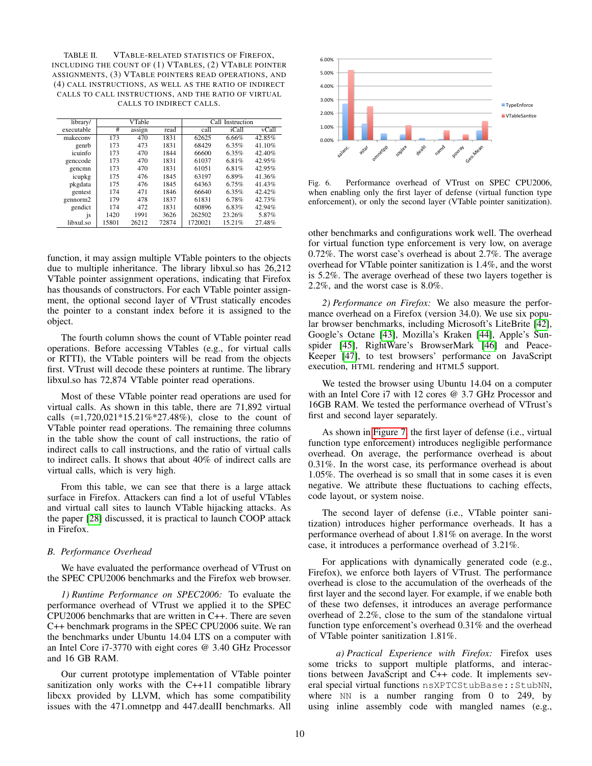TABLE II. VTABLE-RELATED STATISTICS OF FIREFOX, INCLUDING THE COUNT OF (1) VTABLES, (2) VTABLE POINTER ASSIGNMENTS, (3) VTABLE POINTERS READ OPERATIONS, AND (4) CALL INSTRUCTIONS, AS WELL AS THE RATIO OF INDIRECT CALLS TO CALL INSTRUCTIONS, AND THE RATIO OF VIRTUAL CALLS TO INDIRECT CALLS.

| library/ | VTable | | | Call Instruction | | |
|---|---|---|---|---|---|---|
| executable | # | assign | read | call | iCall | vCall |
| makeconv | 173 | 470 | 1831 | 62625 | 6.66% | 42.85% |
| genrb | 173 | 473 | 1831 | 68429 | 6.35% | 41.10% |
| icuinfo | 173 | 470 | 1844 | 66600 | 6.35% | 42.40% |
| genccode | 173 | 470 | 1831 | 61037 | 6.81% | 42.95% |
| gencmn | 173 | 470 | 1831 | 61051 | 6.81% | 42.95% |
| icupkg | 175 | 476 | 1845 | 63197 | 6.89% | 41.36% |
| pkgdata | 175 | 476 | 1845 | 64363 | 6.75% | 41.43% |
| gentest | 174 | 471 | 1846 | 66640 | 6.35% | 42.42% |
| gennorm2 | 179 | 478 | 1837 | 61831 | 6.78% | 42.73% |
| gendict | 174 | 472 | 1831 | 60896 | 6.83% | 42.94% |
| js | 1420 | 1991 | 3626 | 262502 | 23.26% | 5.87% |
| libxul.so | 15801 | 26212 | 72874 | 1720021 | 15.21% | 27.48% |

function, it may assign multiple VTable pointers to the objects due to multiple inheritance. The library libxul.so has 26,212 VTable pointer assignment operations, indicating that Firefox has thousands of constructors. For each VTable pointer assignment, the optional second layer of VTrust statically encodes the pointer to a constant index before it is assigned to the object.

The fourth column shows the count of VTable pointer read operations. Before accessing VTables (e.g., for virtual calls or RTTI), the VTable pointers will be read from the objects first. VTrust will decode these pointers at runtime. The library libxul.so has 72,874 VTable pointer read operations.

Most of these VTable pointer read operations are used for virtual calls. As shown in this table, there are 71,892 virtual calls (=1,720,021\*15.21%\*27.48%), close to the count of VTable pointer read operations. The remaining three columns in the table show the count of call instructions, the ratio of indirect calls to call instructions, and the ratio of virtual calls to indirect calls. It shows that about 40% of indirect calls are virtual calls, which is very high.

From this table, we can see that there is a large attack surface in Firefox. Attackers can find a lot of useful VTables and virtual call sites to launch VTable hijacking attacks. As the paper [28] discussed, it is practical to launch COOP attack in Firefox.

### B. Performance Overhead

We have evaluated the performance overhead of VTrust on the SPEC CPU2006 benchmarks and the Firefox web browser.

*1) Runtime Performance on SPEC2006:* To evaluate the performance overhead of VTrust we applied it to the SPEC CPU2006 benchmarks that are written in C++. There are seven C++ benchmark programs in the SPEC CPU2006 suite. We ran the benchmarks under Ubuntu 14.04 LTS on a computer with an Intel Core i7-3770 with eight cores @ 3.40 GHz Processor and 16 GB RAM.

Our current prototype implementation of VTable pointer sanitization only works with the C++11 compatible library libcxx provided by LLVM, which has some compatibility issues with the 471.omnetpp and 447.dealII benchmarks. All

Fig. 6. Performance overhead of VTrust on SPEC CPU2006, when enabling only the first layer of defense (virtual function type enforcement), or only the second layer (VTable pointer sanitization).

other benchmarks and configurations work well. The overhead for virtual function type enforcement is very low, on average 0.72%. The worst case's overhead is about 2.7%. The average overhead for VTable pointer sanitization is 1.4%, and the worst is 5.2%. The average overhead of these two layers together is 2.2%, and the worst case is 8.0%.

*2) Performance on Firefox:* We also measure the performance overhead on a Firefox (version 34.0). We use six popular browser benchmarks, including Microsoft's LiteBrite [42], Google's Octane [43], Mozilla's Kraken [44], Apple's Sunspider [45], RightWare's BrowserMark [46] and PeaceKeeper [47], to test browsers' performance on JavaScript execution, HTML rendering and HTML5 support.

We tested the browser using Ubuntu 14.04 on a computer with an Intel Core i7 with 12 cores @ 3.7 GHz Processor and 16GB RAM. We tested the performance overhead of VTrust's first and second layer separately.

As shown in Figure 7, the first layer of defense (i.e., virtual function type enforcement) introduces negligible performance overhead. On average, the performance overhead is about 0.31%. In the worst case, its performance overhead is about 1.05%. The overhead is so small that in some cases it is even negative. We attribute these fluctuations to caching effects, code layout, or system noise.

The second layer of defense (i.e., VTable pointer sanitization) introduces higher performance overheads. It has a performance overhead of about 1.81% on average. In the worst case, it introduces a performance overhead of 3.21%.

For applications with dynamically generated code (e.g., Firefox), we enforce both layers of VTrust. The performance overhead is close to the accumulation of the overheads of the first layer and the second layer. For example, if we enable both of these two defenses, it introduces an average performance overhead of 2.2%, close to the sum of the standalone virtual function type enforcement's overhead 0.31% and the overhead of VTable pointer sanitization 1.81%.

*a) Practical Experience with Firefox:* Firefox uses some tricks to support multiple platforms, and interactions between JavaScript and C++ code. It implements several special virtual functions `nsXPTCStubBase::StubNN`, where `NN` is a number ranging from 0 to 249, by using inline assembly code with mangled names (e.g.,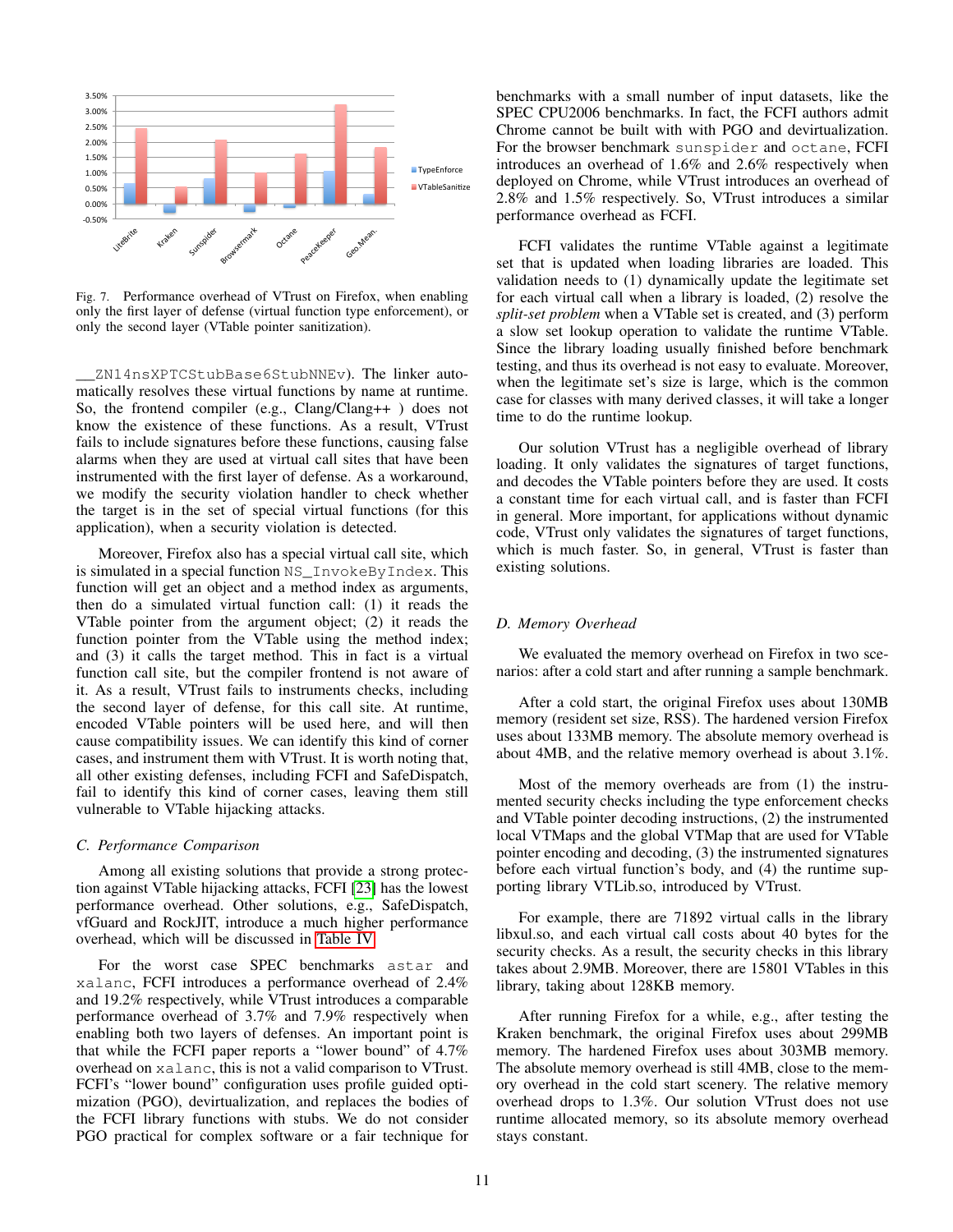Fig. 7. Performance overhead of VTrust on Firefox, when enabling only the first layer of defense (virtual function type enforcement), or only the second layer (VTable pointer sanitization).

__ZN14nsXPTCStubBase6StubNNEv). The linker automatically resolves these virtual functions by name at runtime. So, the frontend compiler (e.g., Clang/Clang++ ) does not know the existence of these functions. As a result, VTrust fails to include signatures before these functions, causing false alarms when they are used at virtual call sites that have been instrumented with the first layer of defense. As a workaround, we modify the security violation handler to check whether the target is in the set of special virtual functions (for this application), when a security violation is detected.

Moreover, Firefox also has a special virtual call site, which is simulated in a special function NS_InvokeByIndex. This function will get an object and a method index as arguments, then do a simulated virtual function call: (1) it reads the VTable pointer from the argument object; (2) it reads the function pointer from the VTable using the method index; and (3) it calls the target method. This in fact is a virtual function call site, but the compiler frontend is not aware of it. As a result, VTrust fails to instruments checks, including the second layer of defense, for this call site. At runtime, encoded VTable pointers will be used here, and will then cause compatibility issues. We can identify this kind of corner cases, and instrument them with VTrust. It is worth noting that, all other existing defenses, including FCFI and SafeDispatch, fail to identify this kind of corner cases, leaving them still vulnerable to VTable hijacking attacks.

### C. Performance Comparison

Among all existing solutions that provide a strong protection against VTable hijacking attacks, FCFI [23] has the lowest performance overhead. Other solutions, e.g., SafeDispatch, vfGuard and RockJIT, introduce a much higher performance overhead, which will be discussed in Table IV.

For the worst case SPEC benchmarks astar and xalanc, FCFI introduces a performance overhead of 2.4% and 19.2% respectively, while VTrust introduces a comparable performance overhead of 3.7% and 7.9% respectively when enabling both two layers of defenses. An important point is that while the FCFI paper reports a "lower bound" of 4.7% overhead on xalanc, this is not a valid comparison to VTrust. FCFI's "lower bound" configuration uses profile guided optimization (PGO), devirtualization, and replaces the bodies of the FCFI library functions with stubs. We do not consider PGO practical for complex software or a fair technique for benchmarks with a small number of input datasets, like the SPEC CPU2006 benchmarks. In fact, the FCFI authors admit Chrome cannot be built with with PGO and devirtualization. For the browser benchmark sunspider and octane, FCFI introduces an overhead of 1.6% and 2.6% respectively when deployed on Chrome, while VTrust introduces an overhead of 2.8% and 1.5% respectively. So, VTrust introduces a similar performance overhead as FCFI.

FCFI validates the runtime VTable against a legitimate set that is updated when loading libraries are loaded. This validation needs to (1) dynamically update the legitimate set for each virtual call when a library is loaded, (2) resolve the *split-set problem* when a VTable set is created, and (3) perform a slow set lookup operation to validate the runtime VTable. Since the library loading usually finished before benchmark testing, and thus its overhead is not easy to evaluate. Moreover, when the legitimate set's size is large, which is the common case for classes with many derived classes, it will take a longer time to do the runtime lookup.

Our solution VTrust has a negligible overhead of library loading. It only validates the signatures of target functions, and decodes the VTable pointers before they are used. It costs a constant time for each virtual call, and is faster than FCFI in general. More important, for applications without dynamic code, VTrust only validates the signatures of target functions, which is much faster. So, in general, VTrust is faster than existing solutions.

### D. Memory Overhead

We evaluated the memory overhead on Firefox in two scenarios: after a cold start and after running a sample benchmark.

After a cold start, the original Firefox uses about 130MB memory (resident set size, RSS). The hardened version Firefox uses about 133MB memory. The absolute memory overhead is about 4MB, and the relative memory overhead is about 3.1%.

Most of the memory overheads are from (1) the instrumented security checks including the type enforcement checks and VTable pointer decoding instructions, (2) the instrumented local VTMaps and the global VTMap that are used for VTable pointer encoding and decoding, (3) the instrumented signatures before each virtual function's body, and (4) the runtime supporting library VTLib.so, introduced by VTrust.

For example, there are 71892 virtual calls in the library libxul.so, and each virtual call costs about 40 bytes for the security checks. As a result, the security checks in this library takes about 2.9MB. Moreover, there are 15801 VTables in this library, taking about 128KB memory.

After running Firefox for a while, e.g., after testing the Kraken benchmark, the original Firefox uses about 299MB memory. The hardened Firefox uses about 303MB memory. The absolute memory overhead is still 4MB, close to the memory overhead in the cold start scenery. The relative memory overhead drops to 1.3%. Our solution VTrust does not use runtime allocated memory, so its absolute memory overhead stays constant.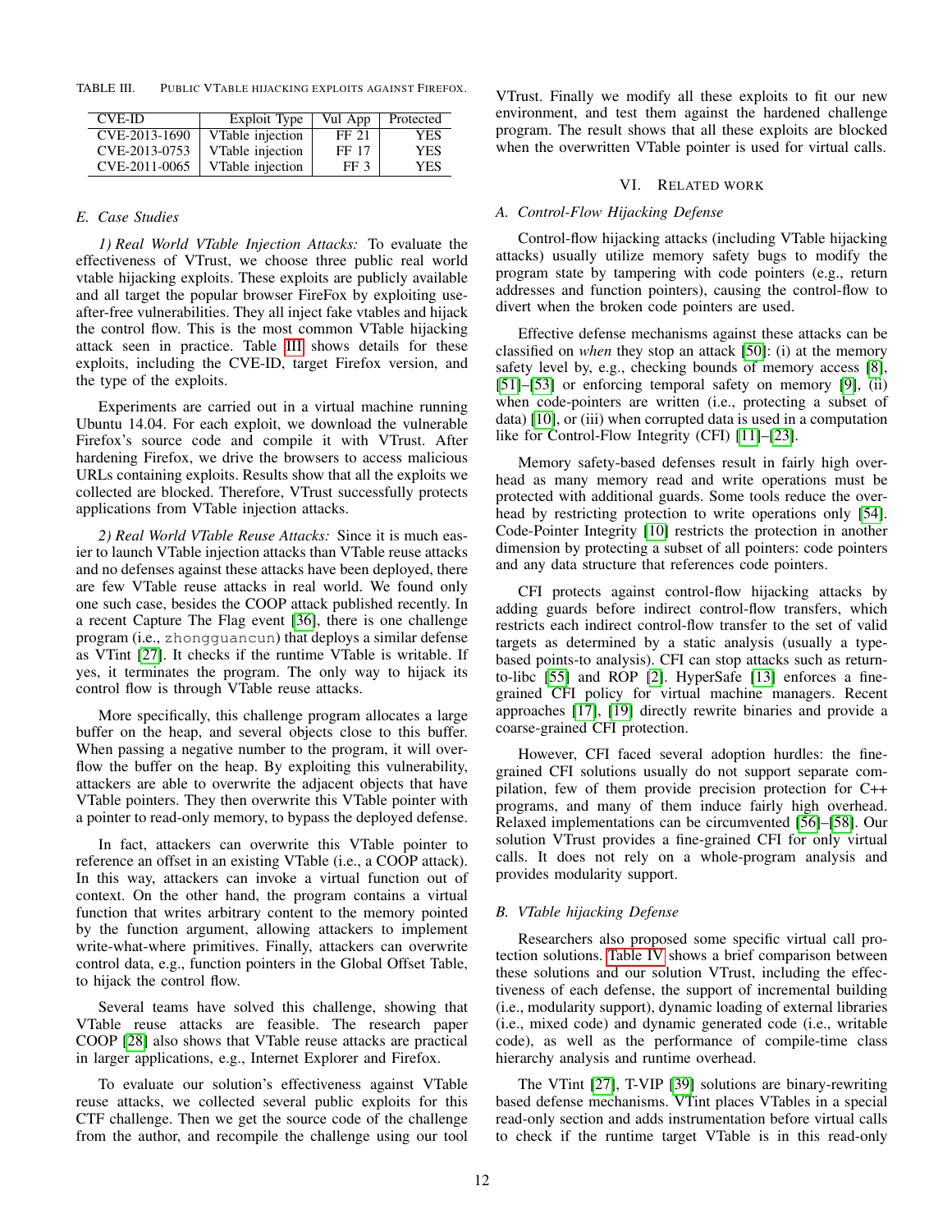TABLE III. PUBLIC VTABLE HIJACKING EXPLOITS AGAINST FIREFOX.

| CVE-ID | Exploit Type | Vul App | Protected |
|---|---|---|---|
| CVE-2013-1690 | VTable injection | FF 21 | YES |
| CVE-2013-0753 | VTable injection | FF 17 | YES |
| CVE-2011-0065 | VTable injection | FF 3 | YES |

### E. Case Studies

*1) Real World VTable Injection Attacks:* To evaluate the effectiveness of VTrust, we choose three public real world vtable hijacking exploits. These exploits are publicly available and all target the popular browser FireFox by exploiting use-after-free vulnerabilities. They all inject fake vtables and hijack the control flow. This is the most common VTable hijacking attack seen in practice. Table III shows details for these exploits, including the CVE-ID, target Firefox version, and the type of the exploits.

Experiments are carried out in a virtual machine running Ubuntu 14.04. For each exploit, we download the vulnerable Firefox's source code and compile it with VTrust. After hardening Firefox, we drive the browsers to access malicious URLs containing exploits. Results show that all the exploits we collected are blocked. Therefore, VTrust successfully protects applications from VTable injection attacks.

*2) Real World VTable Reuse Attacks:* Since it is much easier to launch VTable injection attacks than VTable reuse attacks and no defenses against these attacks have been deployed, there are few VTable reuse attacks in real world. We found only one such case, besides the COOP attack published recently. In a recent Capture The Flag event [36], there is one challenge program (i.e., `zhongguancun`) that deploys a similar defense as VTint [27]. It checks if the runtime VTable is writable. If yes, it terminates the program. The only way to hijack its control flow is through VTable reuse attacks.

More specifically, this challenge program allocates a large buffer on the heap, and several objects close to this buffer. When passing a negative number to the program, it will overflow the buffer on the heap. By exploiting this vulnerability, attackers are able to overwrite the adjacent objects that have VTable pointers. They then overwrite this VTable pointer with a pointer to read-only memory, to bypass the deployed defense.

In fact, attackers can overwrite this VTable pointer to reference an offset in an existing VTable (i.e., a COOP attack). In this way, attackers can invoke a virtual function out of context. On the other hand, the program contains a virtual function that writes arbitrary content to the memory pointed by the function argument, allowing attackers to implement write-what-where primitives. Finally, attackers can overwrite control data, e.g., function pointers in the Global Offset Table, to hijack the control flow.

Several teams have solved this challenge, showing that VTable reuse attacks are feasible. The research paper COOP [28] also shows that VTable reuse attacks are practical in larger applications, e.g., Internet Explorer and Firefox.

To evaluate our solution's effectiveness against VTable reuse attacks, we collected several public exploits for this CTF challenge. Then we get the source code of the challenge from the author, and recompile the challenge using our tool VTrust. Finally we modify all these exploits to fit our new environment, and test them against the hardened challenge program. The result shows that all these exploits are blocked when the overwritten VTable pointer is used for virtual calls.

## VI. RELATED WORK

### A. Control-Flow Hijacking Defense

Control-flow hijacking attacks (including VTable hijacking attacks) usually utilize memory safety bugs to modify the program state by tampering with code pointers (e.g., return addresses and function pointers), causing the control-flow to divert when the broken code pointers are used.

Effective defense mechanisms against these attacks can be classified on *when* they stop an attack [50]: (i) at the memory safety level by, e.g., checking bounds of memory access [8], [51]–[53] or enforcing temporal safety on memory [9], (ii) when code-pointers are written (i.e., protecting a subset of data) [10], or (iii) when corrupted data is used in a computation like for Control-Flow Integrity (CFI) [11]–[23].

Memory safety-based defenses result in fairly high overhead as many memory read and write operations must be protected with additional guards. Some tools reduce the overhead by restricting protection to write operations only [54]. Code-Pointer Integrity [10] restricts the protection in another dimension by protecting a subset of all pointers: code pointers and any data structure that references code pointers.

CFI protects against control-flow hijacking attacks by adding guards before indirect control-flow transfers, which restricts each indirect control-flow transfer to the set of valid targets as determined by a static analysis (usually a type-based points-to analysis). CFI can stop attacks such as return-to-libc [55] and ROP [2]. HyperSafe [13] enforces a fine-grained CFI policy for virtual machine managers. Recent approaches [17], [19] directly rewrite binaries and provide a coarse-grained CFI protection.

However, CFI faced several adoption hurdles: the fine-grained CFI solutions usually do not support separate compilation, few of them provide precision protection for C++ programs, and many of them induce fairly high overhead. Relaxed implementations can be circumvented [56]–[58]. Our solution VTrust provides a fine-grained CFI for only virtual calls. It does not rely on a whole-program analysis and provides modularity support.

### B. VTable hijacking Defense

Researchers also proposed some specific virtual call protection solutions. Table IV shows a brief comparison between these solutions and our solution VTrust, including the effectiveness of each defense, the support of incremental building (i.e., modularity support), dynamic loading of external libraries (i.e., mixed code) and dynamic generated code (i.e., writable code), as well as the performance of compile-time class hierarchy analysis and runtime overhead.

The VTint [27], T-VIP [39] solutions are binary-rewriting based defense mechanisms. VTint places VTables in a special read-only section and adds instrumentation before virtual calls to check if the runtime target VTable is in this read-only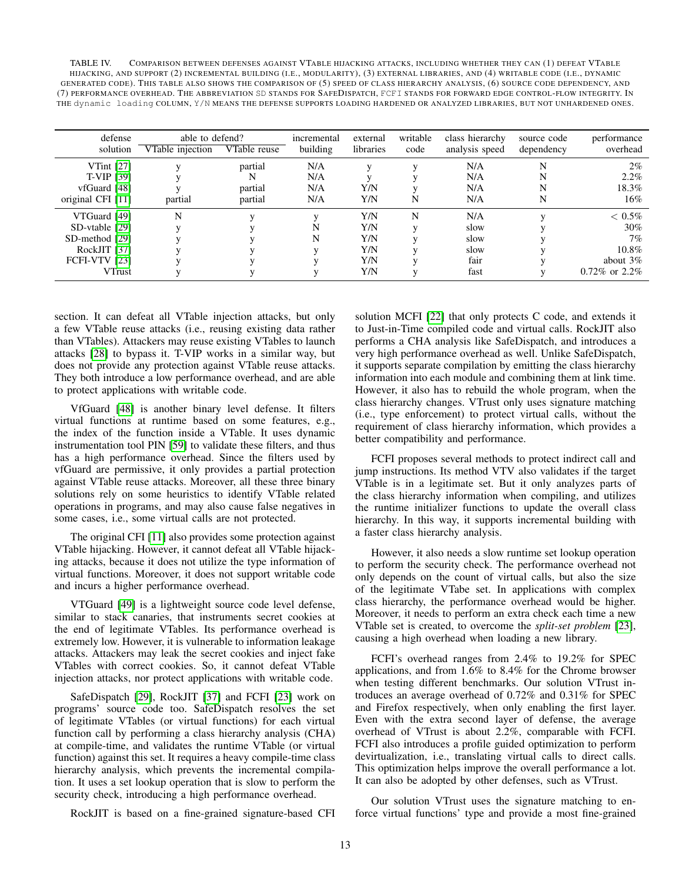TABLE IV. COMPARISON BETWEEN DEFENSES AGAINST VTABLE HIJACKING ATTACKS, INCLUDING WHETHER THEY CAN (1) DEFEAT VTABLE HIJACKING, AND SUPPORT (2) INCREMENTAL BUILDING (I.E., MODULARITY), (3) EXTERNAL LIBRARIES, AND (4) WRITABLE CODE (I.E., DYNAMIC GENERATED CODE). THIS TABLE ALSO SHOWS THE COMPARISON OF (5) SPEED OF CLASS HIERARCHY ANALYSIS, (6) SOURCE CODE DEPENDENCY, AND (7) PERFORMANCE OVERHEAD. THE ABBREVIATION SD STANDS FOR SAFEDISPATCH, FCFI STANDS FOR FORWARD EDGE CONTROL-FLOW INTEGRITY. IN THE dynamic loading COLUMN, Y/N MEANS THE DEFENSE SUPPORTS LOADING HARDENED OR ANALYZED LIBRARIES, BUT NOT UNHARDENED ONES.

| defense solution | able to defend? | | incremental building | external libraries | writable code | class hierarchy analysis speed | source code dependency | performance overhead |
|---|---|---|---|---|---|---|---|---|
| | VTable injection | VTable reuse | | | | | | |
| VTint [27] | y | partial | N/A | y | y | N/A | N | 2% |
| T-VIP [39] | y | N | N/A | y | y | N/A | N | 2.2% |
| vfGuard [48] | y | partial | N/A | Y/N | y | N/A | N | 18.3% |
| original CFI [11] | partial | partial | N/A | Y/N | N | N/A | N | 16% |
| VTGuard [49] | N | y | y | Y/N | N | N/A | y | < 0.5% |
| SD-vtable [29] | y | y | N | Y/N | y | slow | y | 30% |
| SD-method [29] | y | y | N | Y/N | y | slow | y | 7% |
| RockJIT [37] | y | y | y | Y/N | y | slow | y | 10.8% |
| FCFI-VTV [23] | y | y | y | Y/N | y | fair | y | about 3% |
| VTrust | y | y | y | Y/N | y | fast | y | 0.72% or 2.2% |

section. It can defeat all VTable injection attacks, but only a few VTable reuse attacks (i.e., reusing existing data rather than VTables). Attackers may reuse existing VTables to launch attacks [28] to bypass it. T-VIP works in a similar way, but does not provide any protection against VTable reuse attacks. They both introduce a low performance overhead, and are able to protect applications with writable code.

VfGuard [48] is another binary level defense. It filters virtual functions at runtime based on some features, e.g., the index of the function inside a VTable. It uses dynamic instrumentation tool PIN [59] to validate these filters, and thus has a high performance overhead. Since the filters used by vfGuard are permissive, it only provides a partial protection against VTable reuse attacks. Moreover, all these three binary solutions rely on some heuristics to identify VTable related operations in programs, and may also cause false negatives in some cases, i.e., some virtual calls are not protected.

The original CFI [11] also provides some protection against VTable hijacking. However, it cannot defeat all VTable hijacking attacks, because it does not utilize the type information of virtual functions. Moreover, it does not support writable code and incurs a higher performance overhead.

VTGuard [49] is a lightweight source code level defense, similar to stack canaries, that instruments secret cookies at the end of legitimate VTables. Its performance overhead is extremely low. However, it is vulnerable to information leakage attacks. Attackers may leak the secret cookies and inject fake VTables with correct cookies. So, it cannot defeat VTable injection attacks, nor protect applications with writable code.

SafeDispatch [29], RockJIT [37] and FCFI [23] work on programs' source code too. SafeDispatch resolves the set of legitimate VTables (or virtual functions) for each virtual function call by performing a class hierarchy analysis (CHA) at compile-time, and validates the runtime VTable (or virtual function) against this set. It requires a heavy compile-time class hierarchy analysis, which prevents the incremental compilation. It uses a set lookup operation that is slow to perform the security check, introducing a high performance overhead.

RockJIT is based on a fine-grained signature-based CFI solution MCFI [22] that only protects C code, and extends it to Just-in-Time compiled code and virtual calls. RockJIT also performs a CHA analysis like SafeDispatch, and introduces a very high performance overhead as well. Unlike SafeDispatch, it supports separate compilation by emitting the class hierarchy information into each module and combining them at link time. However, it also has to rebuild the whole program, when the class hierarchy changes. VTrust only uses signature matching (i.e., type enforcement) to protect virtual calls, without the requirement of class hierarchy information, which provides a better compatibility and performance.

FCFI proposes several methods to protect indirect call and jump instructions. Its method VTV also validates if the target VTable is in a legitimate set. But it only analyzes parts of the class hierarchy information when compiling, and utilizes the runtime initializer functions to update the overall class hierarchy. In this way, it supports incremental building with a faster class hierarchy analysis.

However, it also needs a slow runtime set lookup operation to perform the security check. The performance overhead not only depends on the count of virtual calls, but also the size of the legitimate VTabe set. In applications with complex class hierarchy, the performance overhead would be higher. Moreover, it needs to perform an extra check each time a new VTable set is created, to overcome the *split-set problem* [23], causing a high overhead when loading a new library.

FCFI's overhead ranges from 2.4% to 19.2% for SPEC applications, and from 1.6% to 8.4% for the Chrome browser when testing different benchmarks. Our solution VTrust introduces an average overhead of 0.72% and 0.31% for SPEC and Firefox respectively, when only enabling the first layer. Even with the extra second layer of defense, the average overhead of VTrust is about 2.2%, comparable with FCFI. FCFI also introduces a profile guided optimization to perform devirtualization, i.e., translating virtual calls to direct calls. This optimization helps improve the overall performance a lot. It can also be adopted by other defenses, such as VTrust.

Our solution VTrust uses the signature matching to enforce virtual functions' type and provide a most fine-grained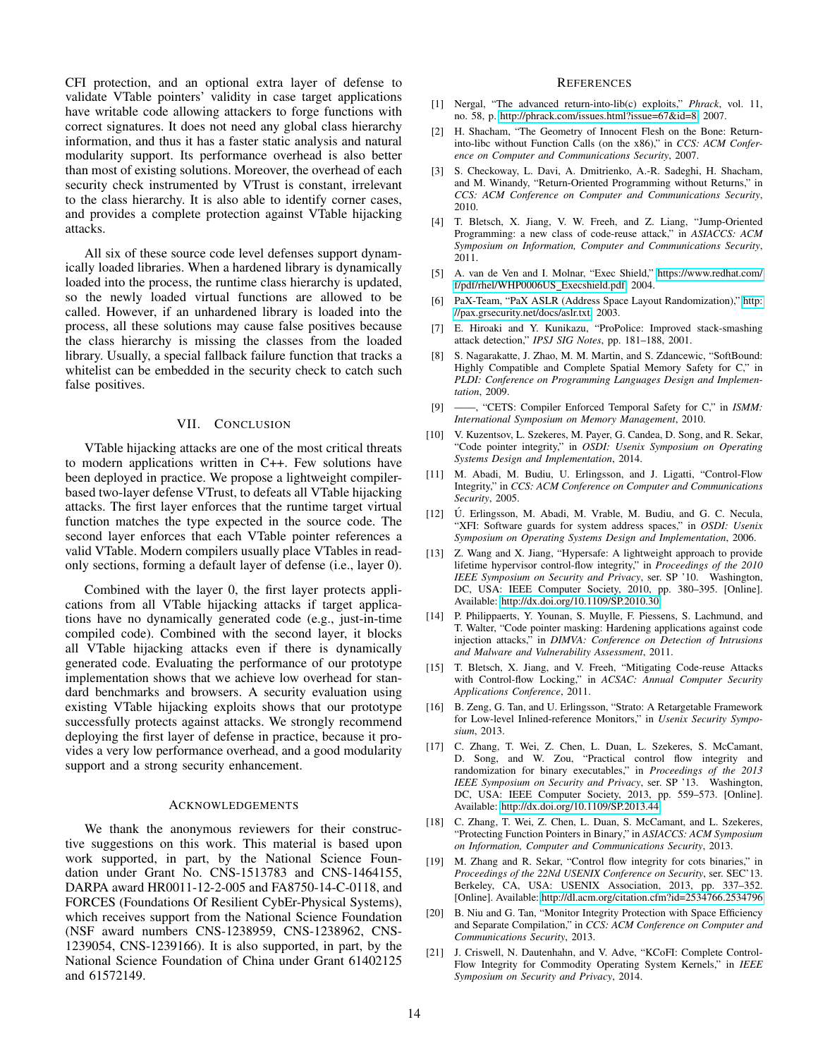CFI protection, and an optional extra layer of defense to validate VTable pointers' validity in case target applications have writable code allowing attackers to forge functions with correct signatures. It does not need any global class hierarchy information, and thus it has a faster static analysis and natural modularity support. Its performance overhead is also better than most of existing solutions. Moreover, the overhead of each security check instrumented by VTrust is constant, irrelevant to the class hierarchy. It is also able to identify corner cases, and provides a complete protection against VTable hijacking attacks.

All six of these source code level defenses support dynamically loaded libraries. When a hardened library is dynamically loaded into the process, the runtime class hierarchy is updated, so the newly loaded virtual functions are allowed to be called. However, if an unhardened library is loaded into the process, all these solutions may cause false positives because the class hierarchy is missing the classes from the loaded library. Usually, a special fallback failure function that tracks a whitelist can be embedded in the security check to catch such false positives.

## VII. Conclusion

VTable hijacking attacks are one of the most critical threats to modern applications written in C++. Few solutions have been deployed in practice. We propose a lightweight compiler-based two-layer defense VTrust, to defeats all VTable hijacking attacks. The first layer enforces that the runtime target virtual function matches the type expected in the source code. The second layer enforces that each VTable pointer references a valid VTable. Modern compilers usually place VTables in read-only sections, forming a default layer of defense (i.e., layer 0).

Combined with the layer 0, the first layer protects applications from all VTable hijacking attacks if target applications have no dynamically generated code (e.g., just-in-time compiled code). Combined with the second layer, it blocks all VTable hijacking attacks even if there is dynamically generated code. Evaluating the performance of our prototype implementation shows that we achieve low overhead for standard benchmarks and browsers. A security evaluation using existing VTable hijacking exploits shows that our prototype successfully protects against attacks. We strongly recommend deploying the first layer of defense in practice, because it provides a very low performance overhead, and a good modularity support and a strong security enhancement.

## Acknowledgements

We thank the anonymous reviewers for their constructive suggestions on this work. This material is based upon work supported, in part, by the National Science Foundation under Grant No. CNS-1513783 and CNS-1464155, DARPA award HR0011-12-2-005 and FA8750-14-C-0118, and FORCES (Foundations Of Resilient CybEr-Physical Systems), which receives support from the National Science Foundation (NSF award numbers CNS-1238959, CNS-1238962, CNS-1239054, CNS-1239166). It is also supported, in part, by the National Science Foundation of China under Grant 61402125 and 61572149.

## References

[1] Nergal, "The advanced return-into-lib(c) exploits," *Phrack*, vol. 11, no. 58, p. http://phrack.com/issues.html?issue=67&id=8, 2007.

[2] H. Shacham, "The Geometry of Innocent Flesh on the Bone: Return-into-libc without Function Calls (on the x86)," in *CCS: ACM Conference on Computer and Communications Security*, 2007.

[3] S. Checkoway, L. Davi, A. Dmitrienko, A.-R. Sadeghi, H. Shacham, and M. Winandy, "Return-Oriented Programming without Returns," in *CCS: ACM Conference on Computer and Communications Security*, 2010.

[4] T. Bletsch, X. Jiang, V. W. Freeh, and Z. Liang, "Jump-Oriented Programming: a new class of code-reuse attack," in *ASIACCS: ACM Symposium on Information, Computer and Communications Security*, 2011.

[5] A. van de Ven and I. Molnar, "Exec Shield," https://www.redhat.com/f/pdf/rhel/WHP0006US_Execshield.pdf, 2004.

[6] PaX-Team, "PaX ASLR (Address Space Layout Randomization)," http://pax.grsecurity.net/docs/aslr.txt, 2003.

[7] E. Hiroaki and Y. Kunikazu, "ProPolice: Improved stack-smashing attack detection," *IPSJ SIG Notes*, pp. 181–188, 2001.

[8] S. Nagarakatte, J. Zhao, M. M. Martin, and S. Zdancewic, "SoftBound: Highly Compatible and Complete Spatial Memory Safety for C," in *PLDI: Conference on Programming Languages Design and Implementation*, 2009.

[9] ——, "CETS: Compiler Enforced Temporal Safety for C," in *ISMM: International Symposium on Memory Management*, 2010.

[10] V. Kuzentsov, L. Szekeres, M. Payer, G. Candea, D. Song, and R. Sekar, "Code pointer integrity," in *OSDI: Usenix Symposium on Operating Systems Design and Implementation*, 2014.

[11] M. Abadi, M. Budiu, U. Erlingsson, and J. Ligatti, "Control-Flow Integrity," in *CCS: ACM Conference on Computer and Communications Security*, 2005.

[12] Ú. Erlingsson, M. Abadi, M. Vrable, M. Budiu, and G. C. Necula, "XFI: Software guards for system address spaces," in *OSDI: Usenix Symposium on Operating Systems Design and Implementation*, 2006.

[13] Z. Wang and X. Jiang, "Hypersafe: A lightweight approach to provide lifetime hypervisor control-flow integrity," in *Proceedings of the 2010 IEEE Symposium on Security and Privacy*, ser. SP '10. Washington, DC, USA: IEEE Computer Society, 2010, pp. 380–395. [Online]. Available: http://dx.doi.org/10.1109/SP.2010.30

[14] P. Philippaerts, Y. Younan, S. Muylle, F. Piessens, S. Lachmund, and T. Walter, "Code pointer masking: Hardening applications against code injection attacks," in *DIMVA: Conference on Detection of Intrusions and Malware and Vulnerability Assessment*, 2011.

[15] T. Bletsch, X. Jiang, and V. Freeh, "Mitigating Code-reuse Attacks with Control-flow Locking," in *ACSAC: Annual Computer Security Applications Conference*, 2011.

[16] B. Zeng, G. Tan, and U. Erlingsson, "Strato: A Retargetable Framework for Low-level Inlined-reference Monitors," in *Usenix Security Symposium*, 2013.

[17] C. Zhang, T. Wei, Z. Chen, L. Duan, L. Szekeres, S. McCamant, D. Song, and W. Zou, "Practical control flow integrity and randomization for binary executables," in *Proceedings of the 2013 IEEE Symposium on Security and Privacy*, ser. SP '13. Washington, DC, USA: IEEE Computer Society, 2013, pp. 559–573. [Online]. Available: http://dx.doi.org/10.1109/SP.2013.44

[18] C. Zhang, T. Wei, Z. Chen, L. Duan, S. McCamant, and L. Szekeres, "Protecting Function Pointers in Binary," in *ASIACCS: ACM Symposium on Information, Computer and Communications Security*, 2013.

[19] M. Zhang and R. Sekar, "Control flow integrity for cots binaries," in *Proceedings of the 22Nd USENIX Conference on Security*, ser. SEC'13. Berkeley, CA, USA: USENIX Association, 2013, pp. 337–352. [Online]. Available: http://dl.acm.org/citation.cfm?id=2534766.2534796

[20] B. Niu and G. Tan, "Monitor Integrity Protection with Space Efficiency and Separate Compilation," in *CCS: ACM Conference on Computer and Communications Security*, 2013.

[21] J. Criswell, N. Dautenhahn, and V. Adve, "KCoFI: Complete Control-Flow Integrity for Commodity Operating System Kernels," in *IEEE Symposium on Security and Privacy*, 2014.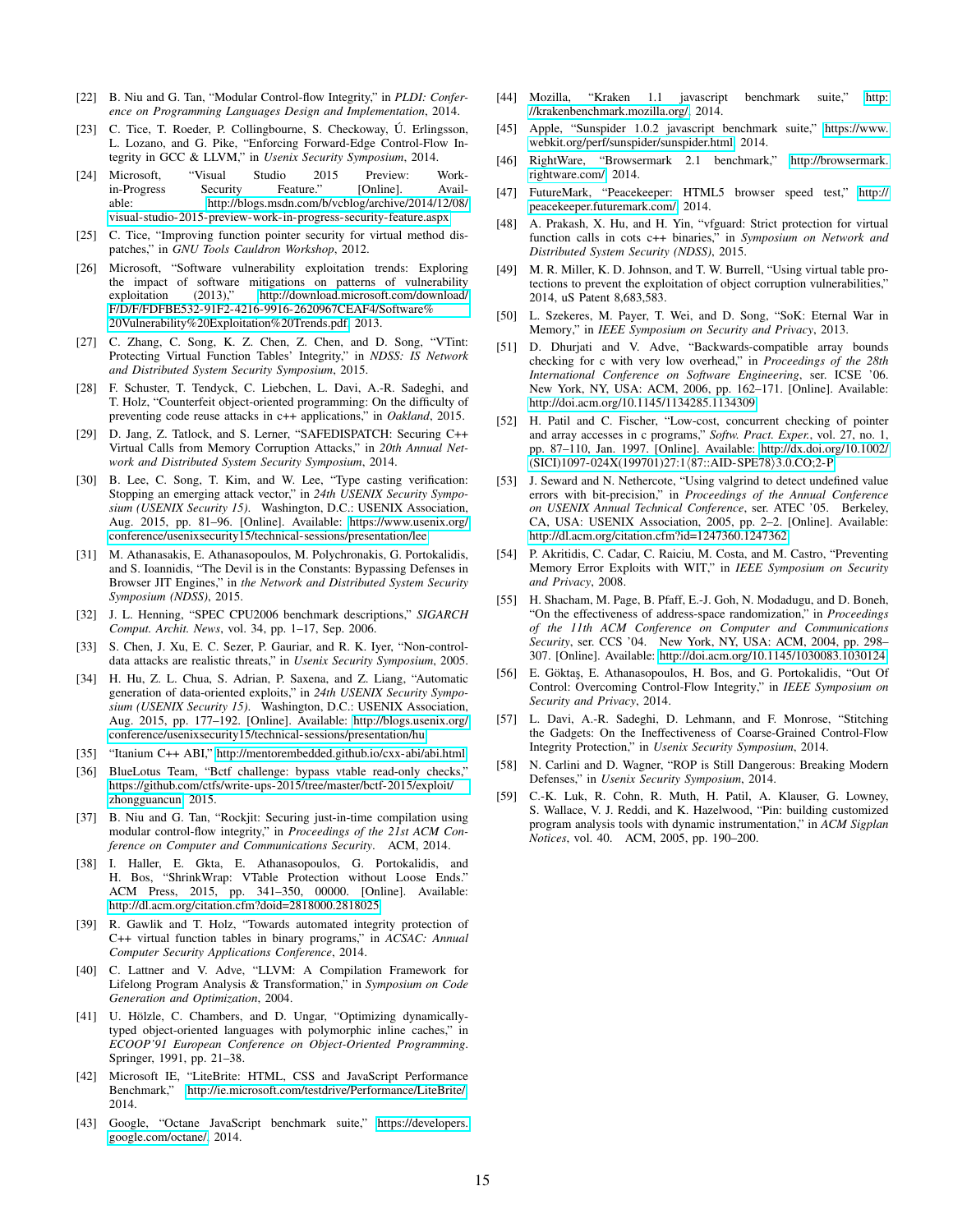[22] B. Niu and G. Tan, "Modular Control-flow Integrity," in *PLDI: Conference on Programming Languages Design and Implementation*, 2014.

[23] C. Tice, T. Roeder, P. Collingbourne, S. Checkoway, Ú. Erlingsson, L. Lozano, and G. Pike, "Enforcing Forward-Edge Control-Flow Integrity in GCC & LLVM," in *Usenix Security Symposium*, 2014.

[24] Microsoft, "Visual Studio 2015 Preview: Work-in-Progress Security Feature." [Online]. Available: http://blogs.msdn.com/b/vcblog/archive/2014/12/08/visual-studio-2015-preview-work-in-progress-security-feature.aspx

[25] C. Tice, "Improving function pointer security for virtual method dispatches," in *GNU Tools Cauldron Workshop*, 2012.

[26] Microsoft, "Software vulnerability exploitation trends: Exploring the impact of software mitigations on patterns of vulnerability exploitation (2013)," http://download.microsoft.com/download/F/D/F/FDFBE532-91F2-4216-9916-2620967CEAF4/Software%20Vulnerability%20Exploitation%20Trends.pdf, 2013.

[27] C. Zhang, C. Song, K. Z. Chen, Z. Chen, and D. Song, "VTint: Protecting Virtual Function Tables' Integrity," in *NDSS: IS Network and Distributed System Security Symposium*, 2015.

[28] F. Schuster, T. Tendyck, C. Liebchen, L. Davi, A.-R. Sadeghi, and T. Holz, "Counterfeit object-oriented programming: On the difficulty of preventing code reuse attacks in c++ applications," in *Oakland*, 2015.

[29] D. Jang, Z. Tatlock, and S. Lerner, "SAFEDISPATCH: Securing C++ Virtual Calls from Memory Corruption Attacks," in *20th Annual Network and Distributed System Security Symposium*, 2014.

[30] B. Lee, C. Song, T. Kim, and W. Lee, "Type casting verification: Stopping an emerging attack vector," in *24th USENIX Security Symposium (USENIX Security 15)*. Washington, D.C.: USENIX Association, Aug. 2015, pp. 81–96. [Online]. Available: https://www.usenix.org/conference/usenixsecurity15/technical-sessions/presentation/lee

[31] M. Athanasakis, E. Athanasopoulos, M. Polychronakis, G. Portokalidis, and S. Ioannidis, "The Devil is in the Constants: Bypassing Defenses in Browser JIT Engines," in *the Network and Distributed System Security Symposium (NDSS)*, 2015.

[32] J. L. Henning, "SPEC CPU2006 benchmark descriptions," *SIGARCH Comput. Archit. News*, vol. 34, pp. 1–17, Sep. 2006.

[33] S. Chen, J. Xu, E. C. Sezer, P. Gauriar, and R. K. Iyer, "Non-control-data attacks are realistic threats," in *Usenix Security Symposium*, 2005.

[34] H. Hu, Z. L. Chua, S. Adrian, P. Saxena, and Z. Liang, "Automatic generation of data-oriented exploits," in *24th USENIX Security Symposium (USENIX Security 15)*. Washington, D.C.: USENIX Association, Aug. 2015, pp. 177–192. [Online]. Available: http://blogs.usenix.org/conference/usenixsecurity15/technical-sessions/presentation/hu

[35] "Itanium C++ ABI," http://mentorembedded.github.io/cxx-abi/abi.html

[36] BlueLotus Team, "Bctf challenge: bypass vtable read-only checks," https://github.com/ctfs/write-ups-2015/tree/master/bctf-2015/exploit/zhongguancun, 2015.

[37] B. Niu and G. Tan, "Rockjit: Securing just-in-time compilation using modular control-flow integrity," in *Proceedings of the 21st ACM Conference on Computer and Communications Security*. ACM, 2014.

[38] I. Haller, E. Gkta, E. Athanasopoulos, G. Portokalidis, and H. Bos, "ShrinkWrap: VTable Protection without Loose Ends." ACM Press, 2015, pp. 341–350, 00000. [Online]. Available: http://dl.acm.org/citation.cfm?doid=2818000.2818025

[39] R. Gawlik and T. Holz, "Towards automated integrity protection of C++ virtual function tables in binary programs," in *ACSAC: Annual Computer Security Applications Conference*, 2014.

[40] C. Lattner and V. Adve, "LLVM: A Compilation Framework for Lifelong Program Analysis & Transformation," in *Symposium on Code Generation and Optimization*, 2004.

[41] U. Hölzle, C. Chambers, and D. Ungar, "Optimizing dynamically-typed object-oriented languages with polymorphic inline caches," in *ECOOP'91 European Conference on Object-Oriented Programming*. Springer, 1991, pp. 21–38.

[42] Microsoft IE, "LiteBrite: HTML, CSS and JavaScript Performance Benchmark," http://ie.microsoft.com/testdrive/Performance/LiteBrite/ 2014.

[43] Google, "Octane JavaScript benchmark suite," https://developers.google.com/octane/, 2014.

[44] Mozilla, "Kraken 1.1 javascript benchmark suite," http://krakenbenchmark.mozilla.org/, 2014.

[45] Apple, "Sunspider 1.0.2 javascript benchmark suite," https://www.webkit.org/perf/sunspider/sunspider.html, 2014.

[46] RightWare, "Browsermark 2.1 benchmark," http://browsermark.rightware.com/, 2014.

[47] FutureMark, "Peacekeeper: HTML5 browser speed test," http://peacekeeper.futuremark.com/, 2014.

[48] A. Prakash, X. Hu, and H. Yin, "vfguard: Strict protection for virtual function calls in cots c++ binaries," in *Symposium on Network and Distributed System Security (NDSS)*, 2015.

[49] M. R. Miller, K. D. Johnson, and T. W. Burrell, "Using virtual table protections to prevent the exploitation of object corruption vulnerabilities," 2014, uS Patent 8,683,583.

[50] L. Szekeres, M. Payer, T. Wei, and D. Song, "SoK: Eternal War in Memory," in *IEEE Symposium on Security and Privacy*, 2013.

[51] D. Dhurjati and V. Adve, "Backwards-compatible array bounds checking for c with very low overhead," in *Proceedings of the 28th International Conference on Software Engineering*, ser. ICSE '06. New York, NY, USA: ACM, 2006, pp. 162–171. [Online]. Available: http://doi.acm.org/10.1145/1134285.1134309

[52] H. Patil and C. Fischer, "Low-cost, concurrent checking of pointer and array accesses in c programs," *Softw. Pract. Exper.*, vol. 27, no. 1, pp. 87–110, Jan. 1997. [Online]. Available: http://dx.doi.org/10.1002/(SICI)1097-024X(199701)27:1⟨87::AID-SPE78⟩3.0.CO;2-P

[53] J. Seward and N. Nethercote, "Using valgrind to detect undefined value errors with bit-precision," in *Proceedings of the Annual Conference on USENIX Annual Technical Conference*, ser. ATEC '05. Berkeley, CA, USA: USENIX Association, 2005, pp. 2–2. [Online]. Available: http://dl.acm.org/citation.cfm?id=1247360.1247362

[54] P. Akritidis, C. Cadar, C. Raiciu, M. Costa, and M. Castro, "Preventing Memory Error Exploits with WIT," in *IEEE Symposium on Security and Privacy*, 2008.

[55] H. Shacham, M. Page, B. Pfaff, E.-J. Goh, N. Modadugu, and D. Boneh, "On the effectiveness of address-space randomization," in *Proceedings of the 11th ACM Conference on Computer and Communications Security*, ser. CCS '04. New York, NY, USA: ACM, 2004, pp. 298–307. [Online]. Available: http://doi.acm.org/10.1145/1030083.1030124

[56] E. Göktaş, E. Athanasopoulos, H. Bos, and G. Portokalidis, "Out Of Control: Overcoming Control-Flow Integrity," in *IEEE Symposium on Security and Privacy*, 2014.

[57] L. Davi, A.-R. Sadeghi, D. Lehmann, and F. Monrose, "Stitching the Gadgets: On the Ineffectiveness of Coarse-Grained Control-Flow Integrity Protection," in *Usenix Security Symposium*, 2014.

[58] N. Carlini and D. Wagner, "ROP is Still Dangerous: Breaking Modern Defenses," in *Usenix Security Symposium*, 2014.

[59] C.-K. Luk, R. Cohn, R. Muth, H. Patil, A. Klauser, G. Lowney, S. Wallace, V. J. Reddi, and K. Hazelwood, "Pin: building customized program analysis tools with dynamic instrumentation," in *ACM Sigplan Notices*, vol. 40. ACM, 2005, pp. 190–200.